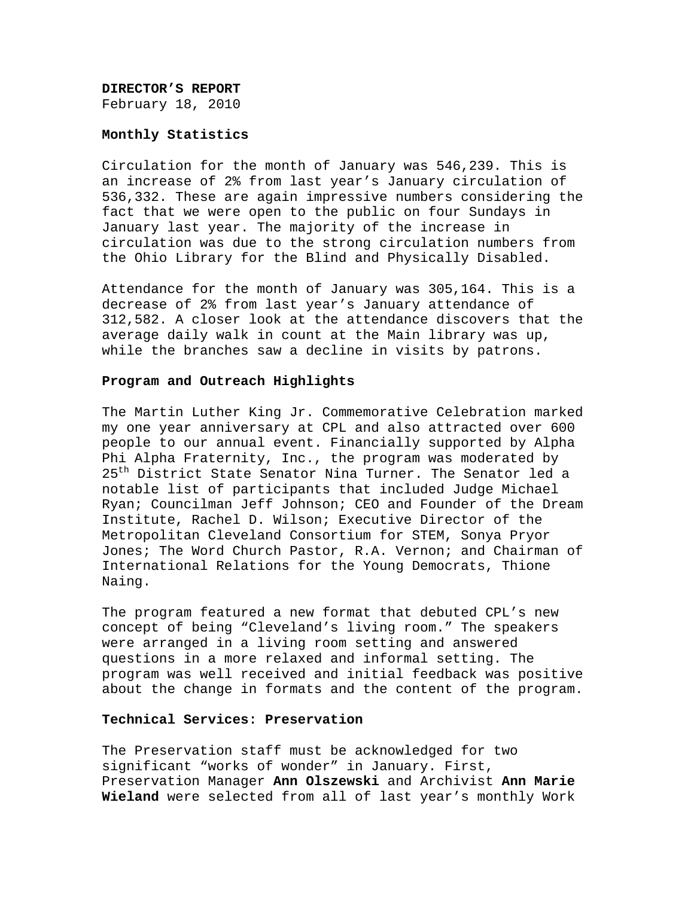**DIRECTOR'S REPORT**
February 18, 2010

**Monthly Statistics**

Circulation for the month of January was 546,239. This is an increase of 2% from last year's January circulation of 536,332. These are again impressive numbers considering the fact that we were open to the public on four Sundays in January last year. The majority of the increase in circulation was due to the strong circulation numbers from the Ohio Library for the Blind and Physically Disabled.

Attendance for the month of January was 305,164. This is a decrease of 2% from last year's January attendance of 312,582. A closer look at the attendance discovers that the average daily walk in count at the Main library was up, while the branches saw a decline in visits by patrons.

**Program and Outreach Highlights**

The Martin Luther King Jr. Commemorative Celebration marked my one year anniversary at CPL and also attracted over 600 people to our annual event. Financially supported by Alpha Phi Alpha Fraternity, Inc., the program was moderated by 25th District State Senator Nina Turner. The Senator led a notable list of participants that included Judge Michael Ryan; Councilman Jeff Johnson; CEO and Founder of the Dream Institute, Rachel D. Wilson; Executive Director of the Metropolitan Cleveland Consortium for STEM, Sonya Pryor Jones; The Word Church Pastor, R.A. Vernon; and Chairman of International Relations for the Young Democrats, Thione Naing.

The program featured a new format that debuted CPL's new concept of being "Cleveland's living room." The speakers were arranged in a living room setting and answered questions in a more relaxed and informal setting. The program was well received and initial feedback was positive about the change in formats and the content of the program.

**Technical Services: Preservation**

The Preservation staff must be acknowledged for two significant "works of wonder" in January. First, Preservation Manager **Ann Olszewski** and Archivist **Ann Marie Wieland** were selected from all of last year's monthly Work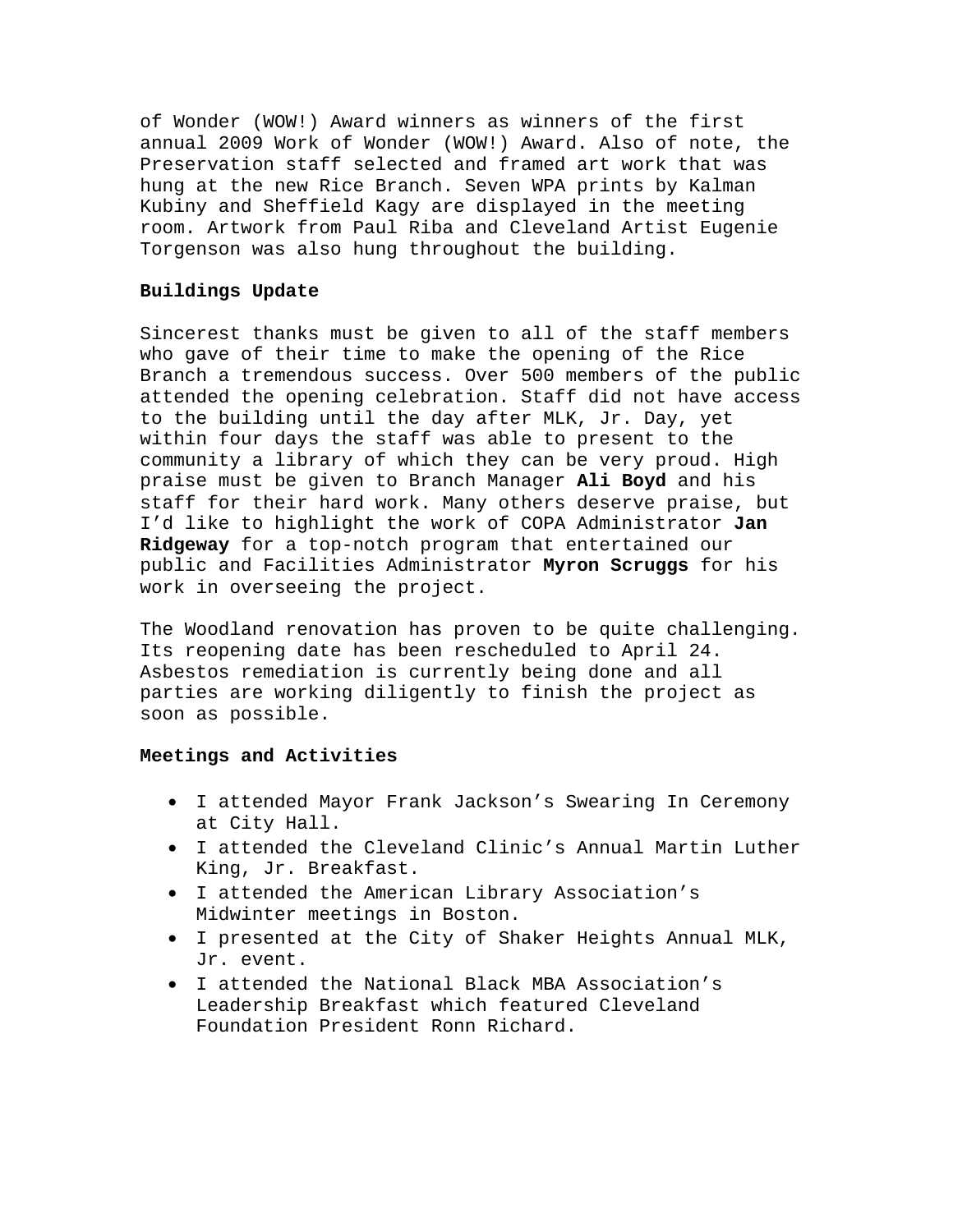of Wonder (WOW!) Award winners as winners of the first annual 2009 Work of Wonder (WOW!) Award. Also of note, the Preservation staff selected and framed art work that was hung at the new Rice Branch. Seven WPA prints by Kalman Kubiny and Sheffield Kagy are displayed in the meeting room. Artwork from Paul Riba and Cleveland Artist Eugenie Torgenson was also hung throughout the building.

**Buildings Update**

Sincerest thanks must be given to all of the staff members who gave of their time to make the opening of the Rice Branch a tremendous success. Over 500 members of the public attended the opening celebration. Staff did not have access to the building until the day after MLK, Jr. Day, yet within four days the staff was able to present to the community a library of which they can be very proud. High praise must be given to Branch Manager **Ali Boyd** and his staff for their hard work. Many others deserve praise, but I'd like to highlight the work of COPA Administrator **Jan Ridgeway** for a top-notch program that entertained our public and Facilities Administrator **Myron Scruggs** for his work in overseeing the project.

The Woodland renovation has proven to be quite challenging. Its reopening date has been rescheduled to April 24. Asbestos remediation is currently being done and all parties are working diligently to finish the project as soon as possible.

**Meetings and Activities**

- I attended Mayor Frank Jackson's Swearing In Ceremony at City Hall.
- I attended the Cleveland Clinic's Annual Martin Luther King, Jr. Breakfast.
- I attended the American Library Association's Midwinter meetings in Boston.
- I presented at the City of Shaker Heights Annual MLK, Jr. event.
- I attended the National Black MBA Association's Leadership Breakfast which featured Cleveland Foundation President Ronn Richard.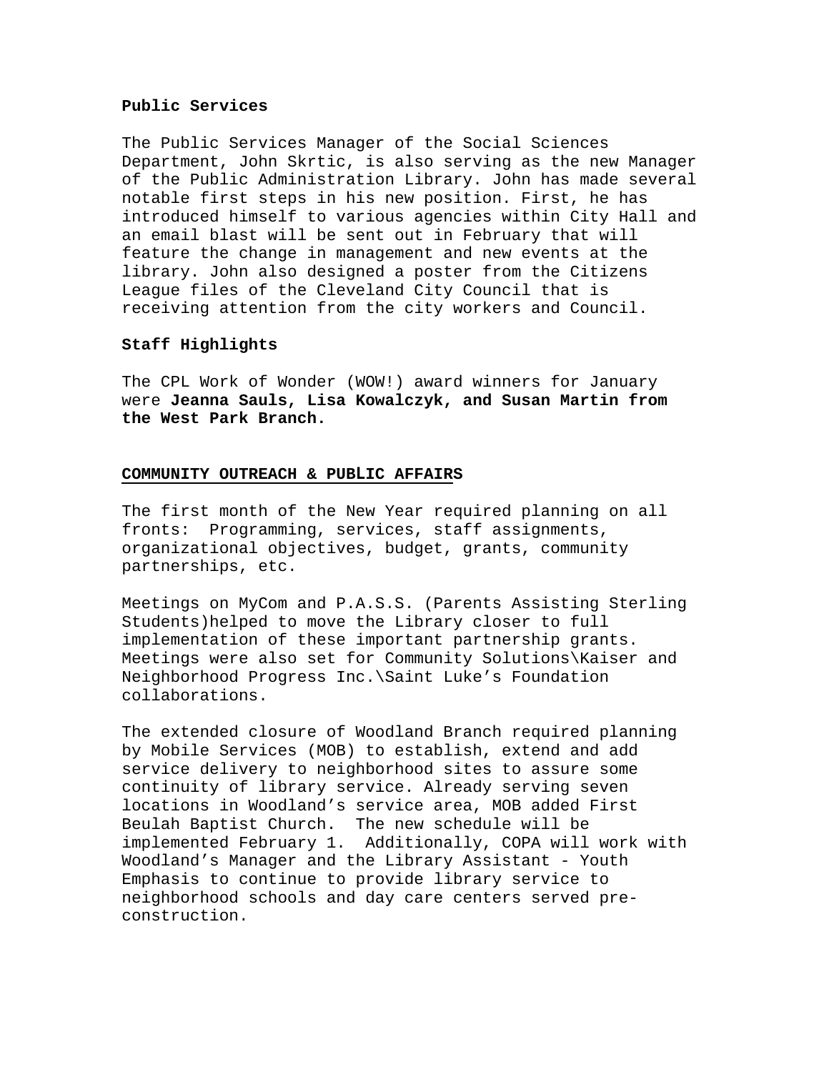**Public Services**

The Public Services Manager of the Social Sciences Department, John Skrtic, is also serving as the new Manager of the Public Administration Library. John has made several notable first steps in his new position. First, he has introduced himself to various agencies within City Hall and an email blast will be sent out in February that will feature the change in management and new events at the library. John also designed a poster from the Citizens League files of the Cleveland City Council that is receiving attention from the city workers and Council.

**Staff Highlights**

The CPL Work of Wonder (WOW!) award winners for January were **Jeanna Sauls, Lisa Kowalczyk, and Susan Martin from the West Park Branch.**

## COMMUNITY OUTREACH & PUBLIC AFFAIRS

The first month of the New Year required planning on all fronts: Programming, services, staff assignments, organizational objectives, budget, grants, community partnerships, etc.

Meetings on MyCom and P.A.S.S. (Parents Assisting Sterling Students)helped to move the Library closer to full implementation of these important partnership grants. Meetings were also set for Community Solutions\Kaiser and Neighborhood Progress Inc.\Saint Luke's Foundation collaborations.

The extended closure of Woodland Branch required planning by Mobile Services (MOB) to establish, extend and add service delivery to neighborhood sites to assure some continuity of library service. Already serving seven locations in Woodland's service area, MOB added First Beulah Baptist Church. The new schedule will be implemented February 1. Additionally, COPA will work with Woodland's Manager and the Library Assistant - Youth Emphasis to continue to provide library service to neighborhood schools and day care centers served pre-construction.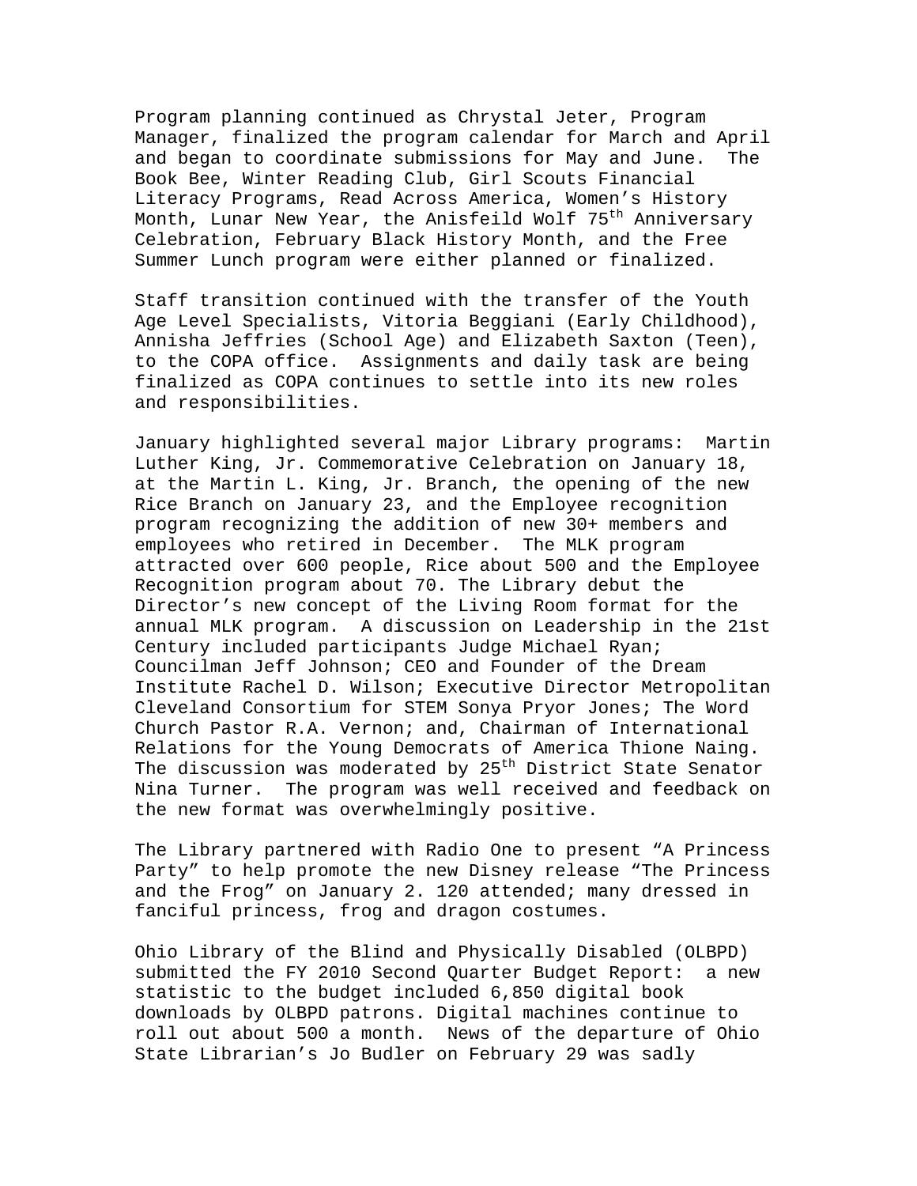Program planning continued as Chrystal Jeter, Program Manager, finalized the program calendar for March and April and began to coordinate submissions for May and June. The Book Bee, Winter Reading Club, Girl Scouts Financial Literacy Programs, Read Across America, Women's History Month, Lunar New Year, the Anisfeild Wolf 75th Anniversary Celebration, February Black History Month, and the Free Summer Lunch program were either planned or finalized.

Staff transition continued with the transfer of the Youth Age Level Specialists, Vitoria Beggiani (Early Childhood), Annisha Jeffries (School Age) and Elizabeth Saxton (Teen), to the COPA office. Assignments and daily task are being finalized as COPA continues to settle into its new roles and responsibilities.

January highlighted several major Library programs: Martin Luther King, Jr. Commemorative Celebration on January 18, at the Martin L. King, Jr. Branch, the opening of the new Rice Branch on January 23, and the Employee recognition program recognizing the addition of new 30+ members and employees who retired in December. The MLK program attracted over 600 people, Rice about 500 and the Employee Recognition program about 70. The Library debut the Director's new concept of the Living Room format for the annual MLK program. A discussion on Leadership in the 21st Century included participants Judge Michael Ryan; Councilman Jeff Johnson; CEO and Founder of the Dream Institute Rachel D. Wilson; Executive Director Metropolitan Cleveland Consortium for STEM Sonya Pryor Jones; The Word Church Pastor R.A. Vernon; and, Chairman of International Relations for the Young Democrats of America Thione Naing. The discussion was moderated by 25th District State Senator Nina Turner. The program was well received and feedback on the new format was overwhelmingly positive.

The Library partnered with Radio One to present "A Princess Party" to help promote the new Disney release "The Princess and the Frog" on January 2. 120 attended; many dressed in fanciful princess, frog and dragon costumes.

Ohio Library of the Blind and Physically Disabled (OLBPD) submitted the FY 2010 Second Quarter Budget Report: a new statistic to the budget included 6,850 digital book downloads by OLBPD patrons. Digital machines continue to roll out about 500 a month. News of the departure of Ohio State Librarian's Jo Budler on February 29 was sadly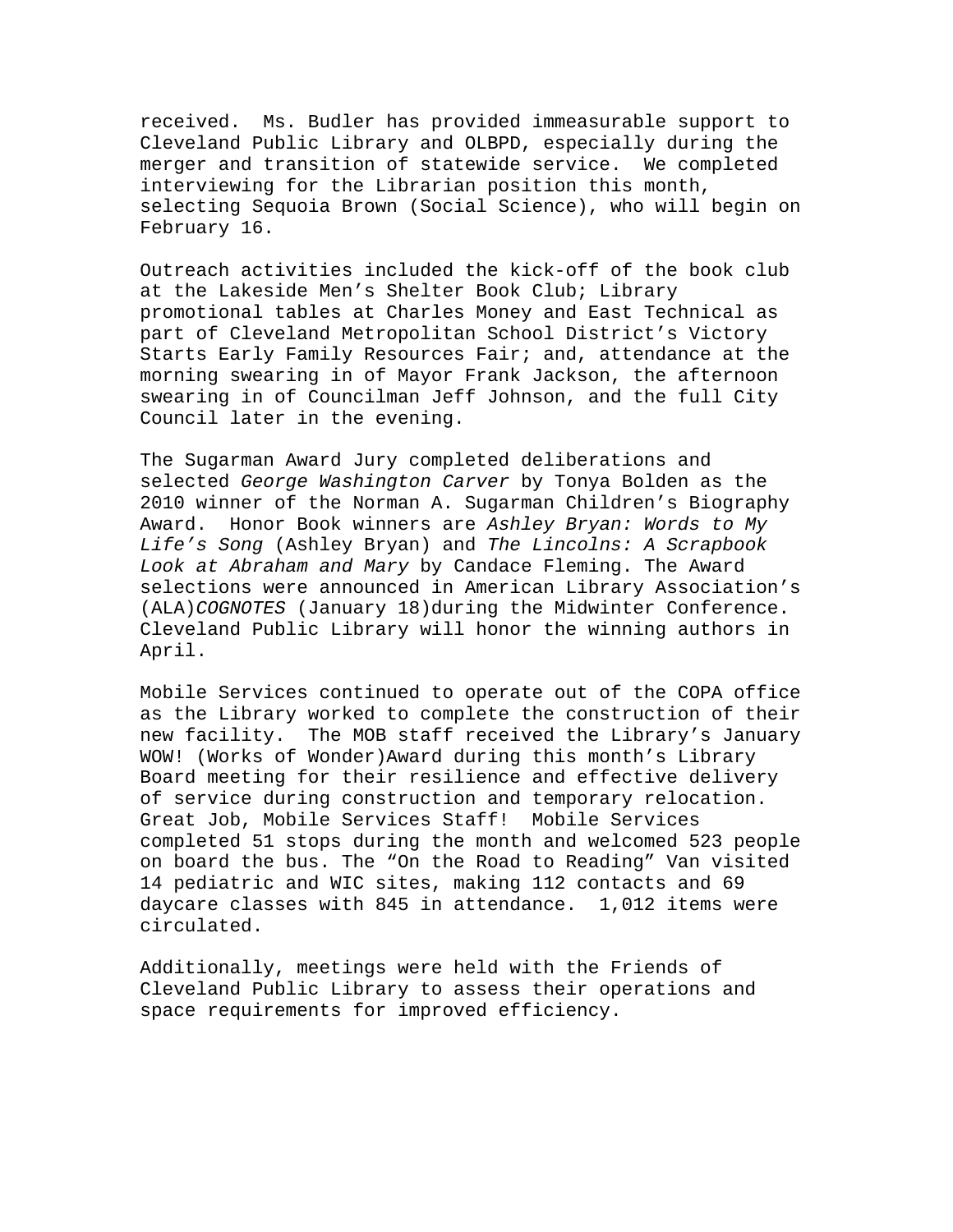received.  Ms. Budler has provided immeasurable support to Cleveland Public Library and OLBPD, especially during the merger and transition of statewide service.  We completed interviewing for the Librarian position this month, selecting Sequoia Brown (Social Science), who will begin on February 16.

Outreach activities included the kick-off of the book club at the Lakeside Men's Shelter Book Club; Library promotional tables at Charles Money and East Technical as part of Cleveland Metropolitan School District's Victory Starts Early Family Resources Fair; and, attendance at the morning swearing in of Mayor Frank Jackson, the afternoon swearing in of Councilman Jeff Johnson, and the full City Council later in the evening.

The Sugarman Award Jury completed deliberations and selected *George Washington Carver* by Tonya Bolden as the 2010 winner of the Norman A. Sugarman Children's Biography Award.  Honor Book winners are *Ashley Bryan: Words to My Life's Song* (Ashley Bryan) and *The Lincolns: A Scrapbook Look at Abraham and Mary* by Candace Fleming. The Award selections were announced in American Library Association's (ALA)*COGNOTES* (January 18)during the Midwinter Conference. Cleveland Public Library will honor the winning authors in April.

Mobile Services continued to operate out of the COPA office as the Library worked to complete the construction of their new facility.  The MOB staff received the Library's January WOW! (Works of Wonder)Award during this month's Library Board meeting for their resilience and effective delivery of service during construction and temporary relocation. Great Job, Mobile Services Staff!  Mobile Services completed 51 stops during the month and welcomed 523 people on board the bus. The "On the Road to Reading" Van visited 14 pediatric and WIC sites, making 112 contacts and 69 daycare classes with 845 in attendance.  1,012 items were circulated.

Additionally, meetings were held with the Friends of Cleveland Public Library to assess their operations and space requirements for improved efficiency.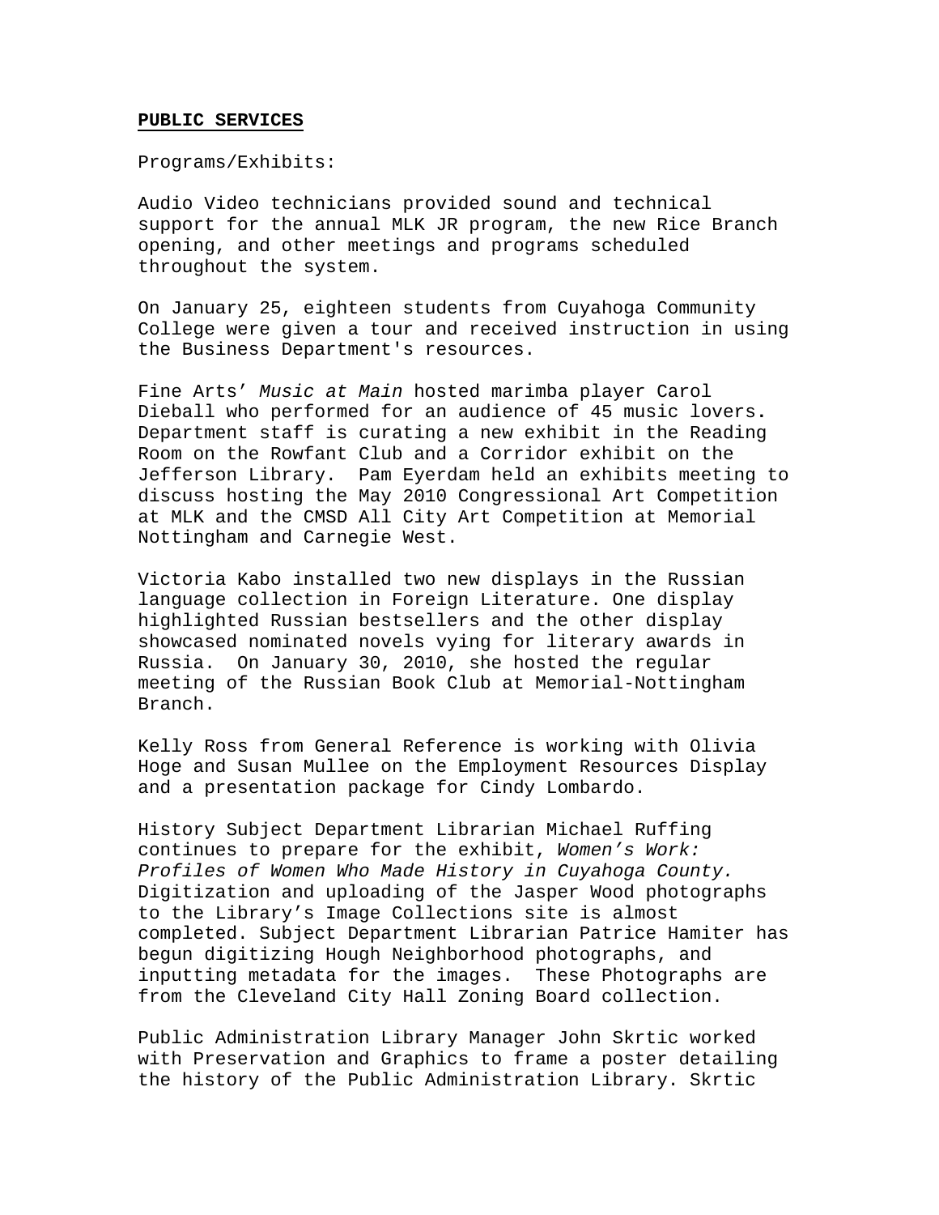## PUBLIC SERVICES

Programs/Exhibits:

Audio Video technicians provided sound and technical support for the annual MLK JR program, the new Rice Branch opening, and other meetings and programs scheduled throughout the system.

On January 25, eighteen students from Cuyahoga Community College were given a tour and received instruction in using the Business Department's resources.

Fine Arts' *Music at Main* hosted marimba player Carol Dieball who performed for an audience of 45 music lovers. Department staff is curating a new exhibit in the Reading Room on the Rowfant Club and a Corridor exhibit on the Jefferson Library. Pam Eyerdam held an exhibits meeting to discuss hosting the May 2010 Congressional Art Competition at MLK and the CMSD All City Art Competition at Memorial Nottingham and Carnegie West.

Victoria Kabo installed two new displays in the Russian language collection in Foreign Literature. One display highlighted Russian bestsellers and the other display showcased nominated novels vying for literary awards in Russia. On January 30, 2010, she hosted the regular meeting of the Russian Book Club at Memorial-Nottingham Branch.

Kelly Ross from General Reference is working with Olivia Hoge and Susan Mullee on the Employment Resources Display and a presentation package for Cindy Lombardo.

History Subject Department Librarian Michael Ruffing continues to prepare for the exhibit, *Women's Work: Profiles of Women Who Made History in Cuyahoga County.* Digitization and uploading of the Jasper Wood photographs to the Library's Image Collections site is almost completed. Subject Department Librarian Patrice Hamiter has begun digitizing Hough Neighborhood photographs, and inputting metadata for the images. These Photographs are from the Cleveland City Hall Zoning Board collection.

Public Administration Library Manager John Skrtic worked with Preservation and Graphics to frame a poster detailing the history of the Public Administration Library. Skrtic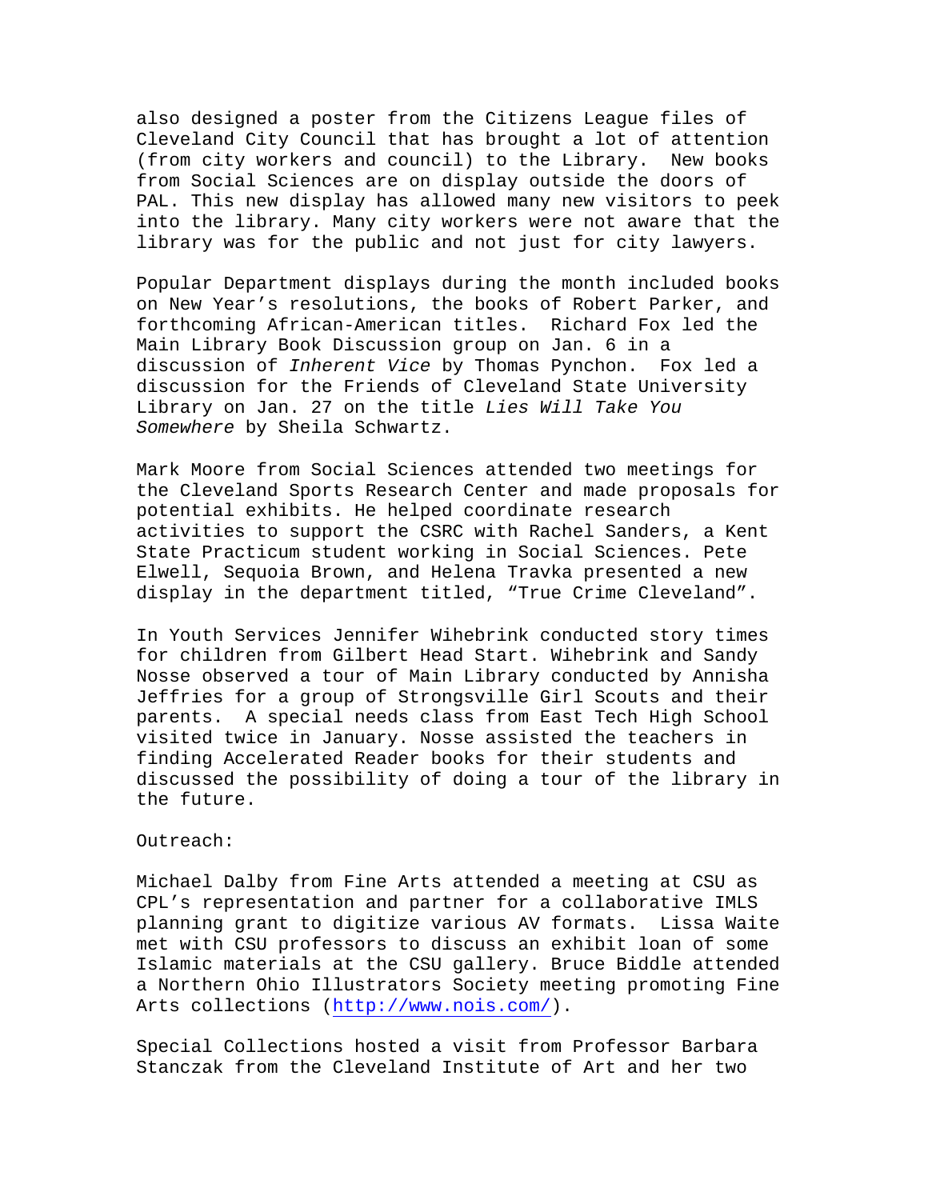also designed a poster from the Citizens League files of Cleveland City Council that has brought a lot of attention (from city workers and council) to the Library. New books from Social Sciences are on display outside the doors of PAL. This new display has allowed many new visitors to peek into the library. Many city workers were not aware that the library was for the public and not just for city lawyers.

Popular Department displays during the month included books on New Year's resolutions, the books of Robert Parker, and forthcoming African-American titles. Richard Fox led the Main Library Book Discussion group on Jan. 6 in a discussion of *Inherent Vice* by Thomas Pynchon. Fox led a discussion for the Friends of Cleveland State University Library on Jan. 27 on the title *Lies Will Take You Somewhere* by Sheila Schwartz.

Mark Moore from Social Sciences attended two meetings for the Cleveland Sports Research Center and made proposals for potential exhibits. He helped coordinate research activities to support the CSRC with Rachel Sanders, a Kent State Practicum student working in Social Sciences. Pete Elwell, Sequoia Brown, and Helena Travka presented a new display in the department titled, "True Crime Cleveland".

In Youth Services Jennifer Wihebrink conducted story times for children from Gilbert Head Start. Wihebrink and Sandy Nosse observed a tour of Main Library conducted by Annisha Jeffries for a group of Strongsville Girl Scouts and their parents. A special needs class from East Tech High School visited twice in January. Nosse assisted the teachers in finding Accelerated Reader books for their students and discussed the possibility of doing a tour of the library in the future.

Outreach:

Michael Dalby from Fine Arts attended a meeting at CSU as CPL's representation and partner for a collaborative IMLS planning grant to digitize various AV formats. Lissa Waite met with CSU professors to discuss an exhibit loan of some Islamic materials at the CSU gallery. Bruce Biddle attended a Northern Ohio Illustrators Society meeting promoting Fine Arts collections (http://www.nois.com/).

Special Collections hosted a visit from Professor Barbara Stanczak from the Cleveland Institute of Art and her two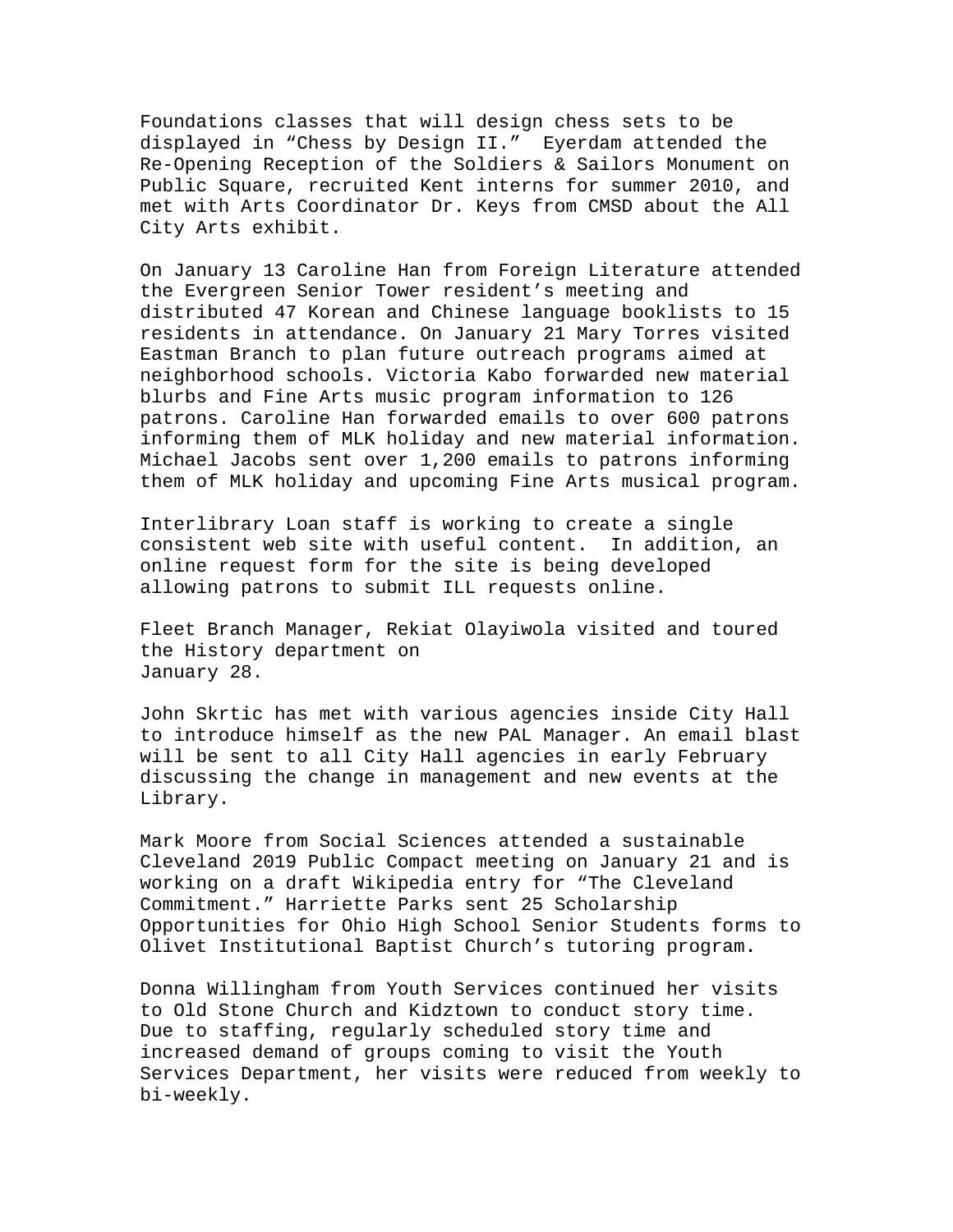Foundations classes that will design chess sets to be displayed in "Chess by Design II." Eyerdam attended the Re-Opening Reception of the Soldiers & Sailors Monument on Public Square, recruited Kent interns for summer 2010, and met with Arts Coordinator Dr. Keys from CMSD about the All City Arts exhibit.

On January 13 Caroline Han from Foreign Literature attended the Evergreen Senior Tower resident's meeting and distributed 47 Korean and Chinese language booklists to 15 residents in attendance. On January 21 Mary Torres visited Eastman Branch to plan future outreach programs aimed at neighborhood schools. Victoria Kabo forwarded new material blurbs and Fine Arts music program information to 126 patrons. Caroline Han forwarded emails to over 600 patrons informing them of MLK holiday and new material information. Michael Jacobs sent over 1,200 emails to patrons informing them of MLK holiday and upcoming Fine Arts musical program.

Interlibrary Loan staff is working to create a single consistent web site with useful content. In addition, an online request form for the site is being developed allowing patrons to submit ILL requests online.

Fleet Branch Manager, Rekiat Olayiwola visited and toured the History department on January 28.

John Skrtic has met with various agencies inside City Hall to introduce himself as the new PAL Manager. An email blast will be sent to all City Hall agencies in early February discussing the change in management and new events at the Library.

Mark Moore from Social Sciences attended a sustainable Cleveland 2019 Public Compact meeting on January 21 and is working on a draft Wikipedia entry for "The Cleveland Commitment." Harriette Parks sent 25 Scholarship Opportunities for Ohio High School Senior Students forms to Olivet Institutional Baptist Church's tutoring program.

Donna Willingham from Youth Services continued her visits to Old Stone Church and Kidztown to conduct story time. Due to staffing, regularly scheduled story time and increased demand of groups coming to visit the Youth Services Department, her visits were reduced from weekly to bi-weekly.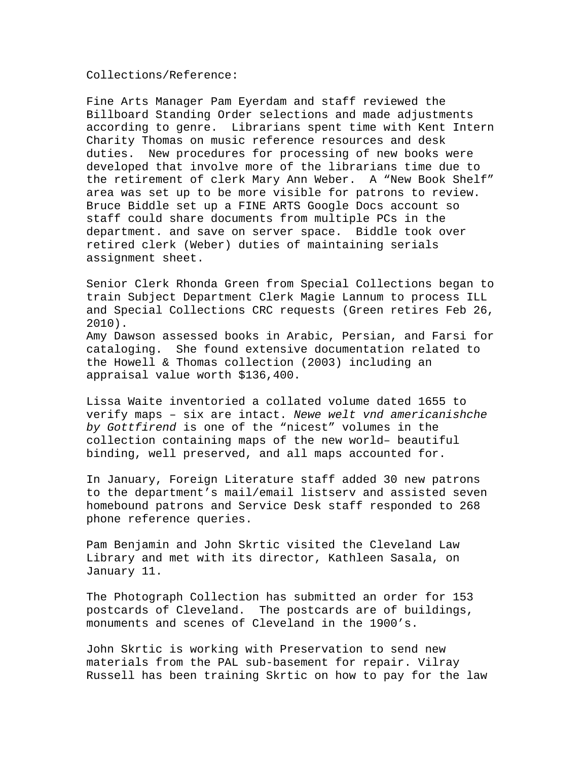Collections/Reference:

Fine Arts Manager Pam Eyerdam and staff reviewed the Billboard Standing Order selections and made adjustments according to genre. Librarians spent time with Kent Intern Charity Thomas on music reference resources and desk duties. New procedures for processing of new books were developed that involve more of the librarians time due to the retirement of clerk Mary Ann Weber. A "New Book Shelf" area was set up to be more visible for patrons to review. Bruce Biddle set up a FINE ARTS Google Docs account so staff could share documents from multiple PCs in the department. and save on server space. Biddle took over retired clerk (Weber) duties of maintaining serials assignment sheet.

Senior Clerk Rhonda Green from Special Collections began to train Subject Department Clerk Magie Lannum to process ILL and Special Collections CRC requests (Green retires Feb 26, 2010).
Amy Dawson assessed books in Arabic, Persian, and Farsi for cataloging. She found extensive documentation related to the Howell & Thomas collection (2003) including an appraisal value worth $136,400.

Lissa Waite inventoried a collated volume dated 1655 to verify maps – six are intact. *Newe welt vnd americanishche by Gottfirend* is one of the "nicest" volumes in the collection containing maps of the new world– beautiful binding, well preserved, and all maps accounted for.

In January, Foreign Literature staff added 30 new patrons to the department's mail/email listserv and assisted seven homebound patrons and Service Desk staff responded to 268 phone reference queries.

Pam Benjamin and John Skrtic visited the Cleveland Law Library and met with its director, Kathleen Sasala, on January 11.

The Photograph Collection has submitted an order for 153 postcards of Cleveland. The postcards are of buildings, monuments and scenes of Cleveland in the 1900's.

John Skrtic is working with Preservation to send new materials from the PAL sub-basement for repair. Vilray Russell has been training Skrtic on how to pay for the law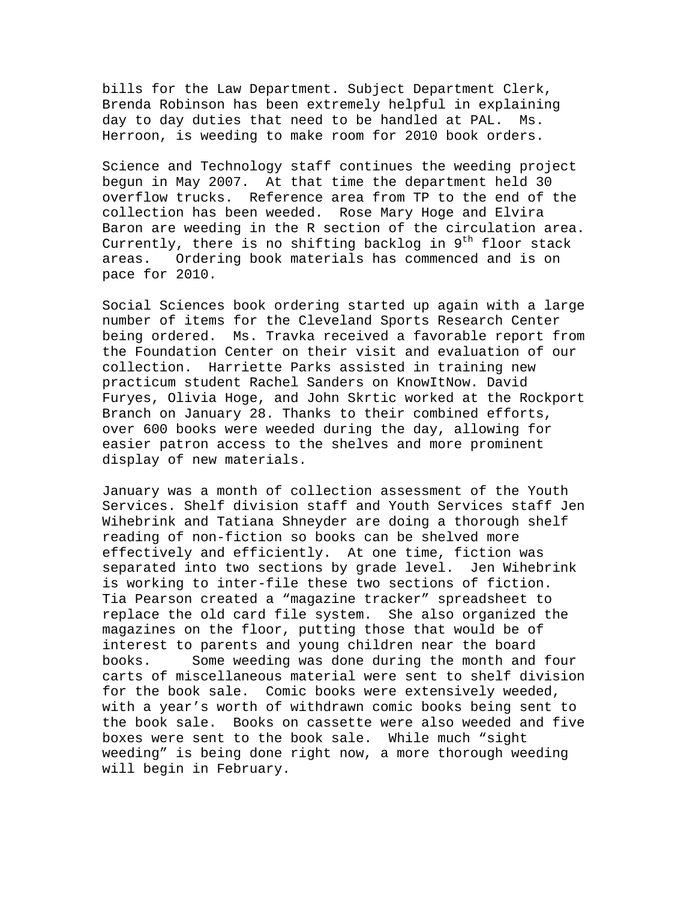bills for the Law Department. Subject Department Clerk, Brenda Robinson has been extremely helpful in explaining day to day duties that need to be handled at PAL. Ms. Herroon, is weeding to make room for 2010 book orders.

Science and Technology staff continues the weeding project begun in May 2007. At that time the department held 30 overflow trucks. Reference area from TP to the end of the collection has been weeded. Rose Mary Hoge and Elvira Baron are weeding in the R section of the circulation area. Currently, there is no shifting backlog in 9th floor stack areas. Ordering book materials has commenced and is on pace for 2010.

Social Sciences book ordering started up again with a large number of items for the Cleveland Sports Research Center being ordered. Ms. Travka received a favorable report from the Foundation Center on their visit and evaluation of our collection. Harriette Parks assisted in training new practicum student Rachel Sanders on KnowItNow. David Furyes, Olivia Hoge, and John Skrtic worked at the Rockport Branch on January 28. Thanks to their combined efforts, over 600 books were weeded during the day, allowing for easier patron access to the shelves and more prominent display of new materials.

January was a month of collection assessment of the Youth Services. Shelf division staff and Youth Services staff Jen Wihebrink and Tatiana Shneyder are doing a thorough shelf reading of non-fiction so books can be shelved more effectively and efficiently. At one time, fiction was separated into two sections by grade level. Jen Wihebrink is working to inter-file these two sections of fiction. Tia Pearson created a “magazine tracker” spreadsheet to replace the old card file system. She also organized the magazines on the floor, putting those that would be of interest to parents and young children near the board books. Some weeding was done during the month and four carts of miscellaneous material were sent to shelf division for the book sale. Comic books were extensively weeded, with a year’s worth of withdrawn comic books being sent to the book sale. Books on cassette were also weeded and five boxes were sent to the book sale. While much “sight weeding” is being done right now, a more thorough weeding will begin in February.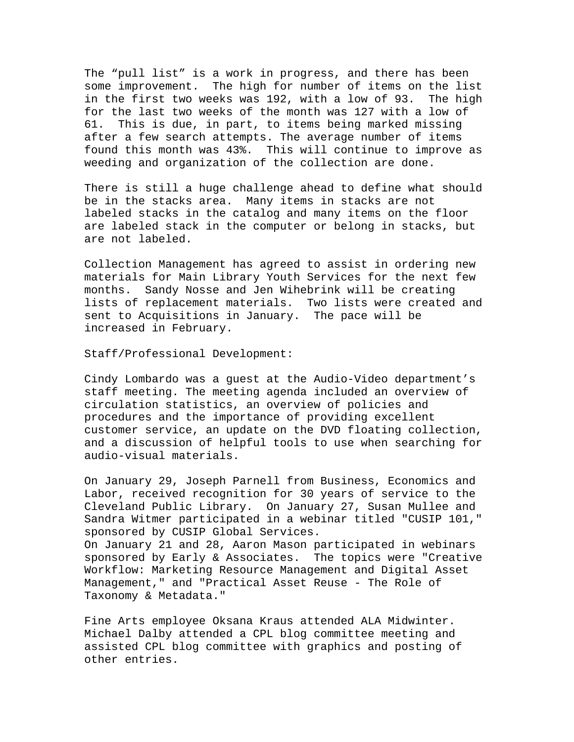The “pull list” is a work in progress, and there has been some improvement. The high for number of items on the list in the first two weeks was 192, with a low of 93. The high for the last two weeks of the month was 127 with a low of 61. This is due, in part, to items being marked missing after a few search attempts. The average number of items found this month was 43%. This will continue to improve as weeding and organization of the collection are done.

There is still a huge challenge ahead to define what should be in the stacks area. Many items in stacks are not labeled stacks in the catalog and many items on the floor are labeled stack in the computer or belong in stacks, but are not labeled.

Collection Management has agreed to assist in ordering new materials for Main Library Youth Services for the next few months. Sandy Nosse and Jen Wihebrink will be creating lists of replacement materials. Two lists were created and sent to Acquisitions in January. The pace will be increased in February.

Staff/Professional Development:

Cindy Lombardo was a guest at the Audio-Video department’s staff meeting. The meeting agenda included an overview of circulation statistics, an overview of policies and procedures and the importance of providing excellent customer service, an update on the DVD floating collection, and a discussion of helpful tools to use when searching for audio-visual materials.

On January 29, Joseph Parnell from Business, Economics and Labor, received recognition for 30 years of service to the Cleveland Public Library. On January 27, Susan Mullee and Sandra Witmer participated in a webinar titled "CUSIP 101," sponsored by CUSIP Global Services.
On January 21 and 28, Aaron Mason participated in webinars sponsored by Early & Associates. The topics were "Creative Workflow: Marketing Resource Management and Digital Asset Management," and "Practical Asset Reuse - The Role of Taxonomy & Metadata."

Fine Arts employee Oksana Kraus attended ALA Midwinter. Michael Dalby attended a CPL blog committee meeting and assisted CPL blog committee with graphics and posting of other entries.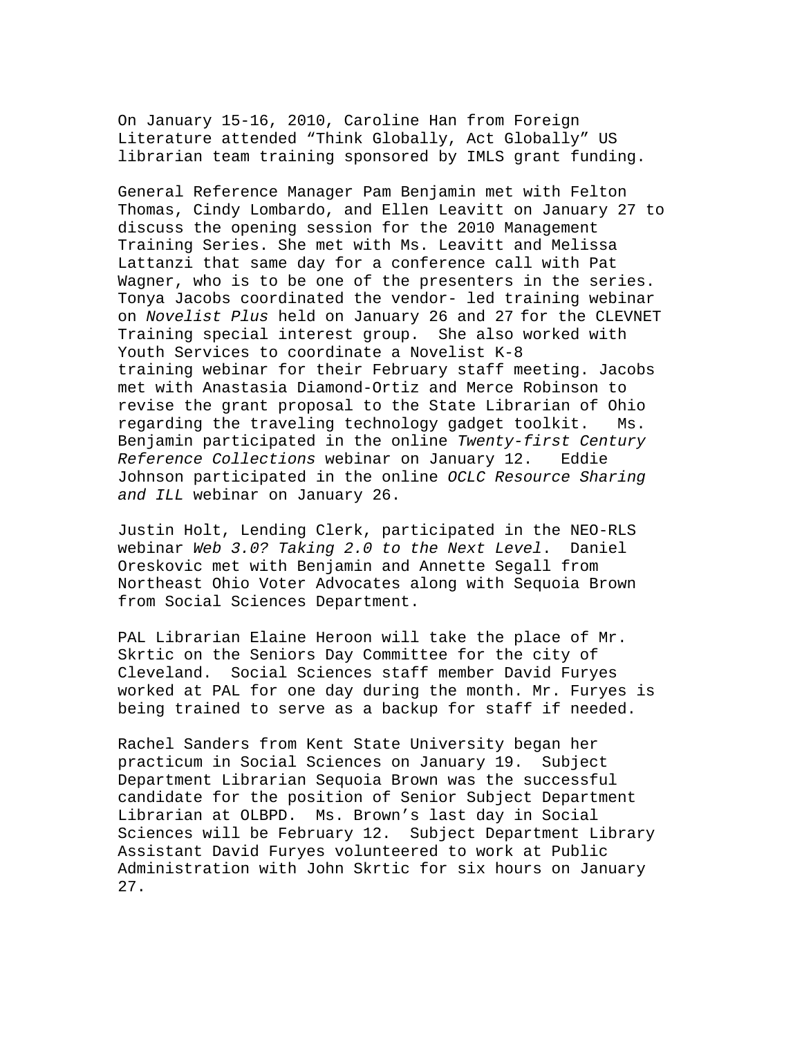On January 15-16, 2010, Caroline Han from Foreign Literature attended "Think Globally, Act Globally" US librarian team training sponsored by IMLS grant funding.

General Reference Manager Pam Benjamin met with Felton Thomas, Cindy Lombardo, and Ellen Leavitt on January 27 to discuss the opening session for the 2010 Management Training Series. She met with Ms. Leavitt and Melissa Lattanzi that same day for a conference call with Pat Wagner, who is to be one of the presenters in the series. Tonya Jacobs coordinated the vendor- led training webinar on *Novelist Plus* held on January 26 and 27 for the CLEVNET Training special interest group. She also worked with Youth Services to coordinate a Novelist K-8 training webinar for their February staff meeting. Jacobs met with Anastasia Diamond-Ortiz and Merce Robinson to revise the grant proposal to the State Librarian of Ohio regarding the traveling technology gadget toolkit. Ms. Benjamin participated in the online *Twenty-first Century Reference Collections* webinar on January 12. Eddie Johnson participated in the online *OCLC Resource Sharing and ILL* webinar on January 26.

Justin Holt, Lending Clerk, participated in the NEO-RLS webinar *Web 3.0? Taking 2.0 to the Next Level*. Daniel Oreskovic met with Benjamin and Annette Segall from Northeast Ohio Voter Advocates along with Sequoia Brown from Social Sciences Department.

PAL Librarian Elaine Heroon will take the place of Mr. Skrtic on the Seniors Day Committee for the city of Cleveland. Social Sciences staff member David Furyes worked at PAL for one day during the month. Mr. Furyes is being trained to serve as a backup for staff if needed.

Rachel Sanders from Kent State University began her practicum in Social Sciences on January 19. Subject Department Librarian Sequoia Brown was the successful candidate for the position of Senior Subject Department Librarian at OLBPD. Ms. Brown's last day in Social Sciences will be February 12. Subject Department Library Assistant David Furyes volunteered to work at Public Administration with John Skrtic for six hours on January 27.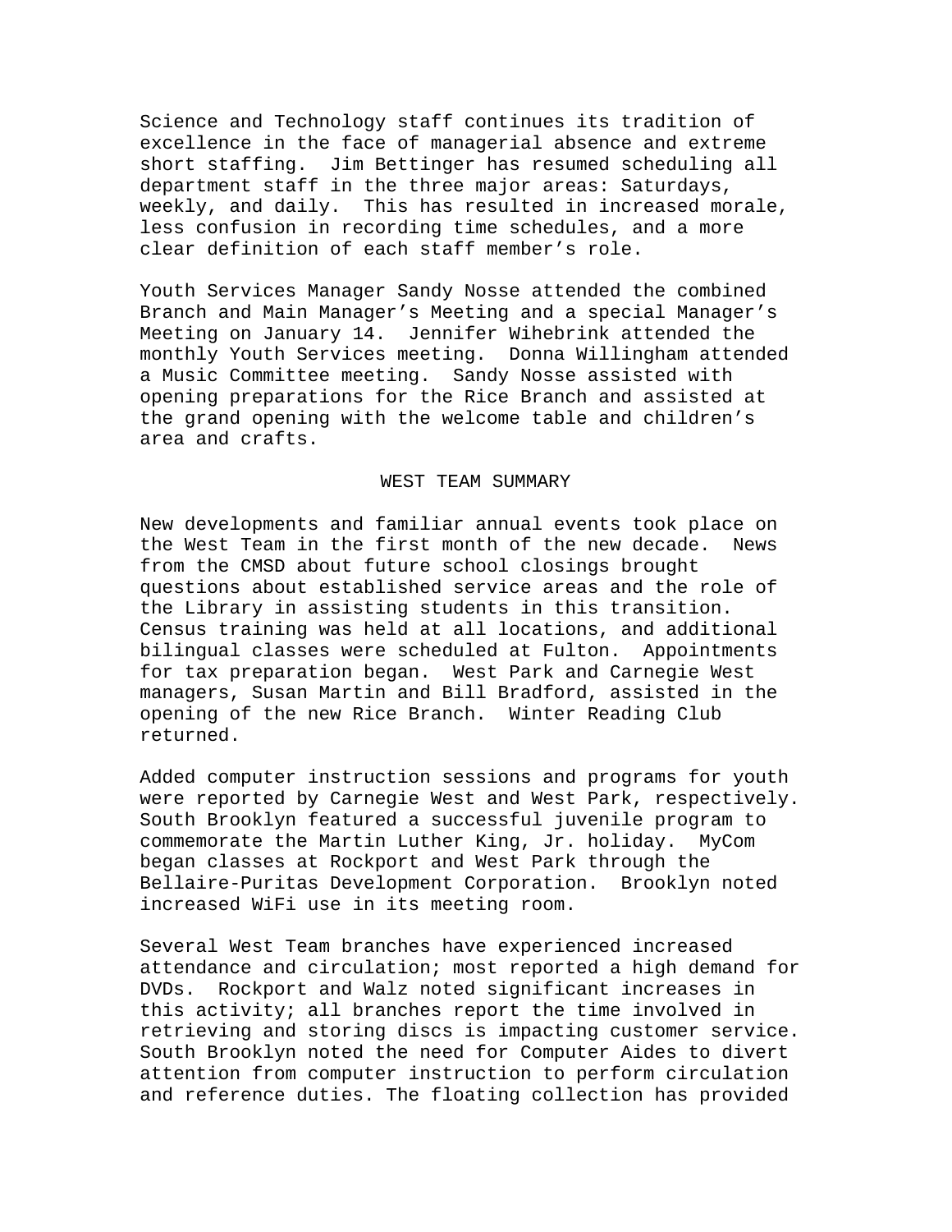Science and Technology staff continues its tradition of excellence in the face of managerial absence and extreme short staffing. Jim Bettinger has resumed scheduling all department staff in the three major areas: Saturdays, weekly, and daily. This has resulted in increased morale, less confusion in recording time schedules, and a more clear definition of each staff member's role.

Youth Services Manager Sandy Nosse attended the combined Branch and Main Manager's Meeting and a special Manager's Meeting on January 14. Jennifer Wihebrink attended the monthly Youth Services meeting. Donna Willingham attended a Music Committee meeting. Sandy Nosse assisted with opening preparations for the Rice Branch and assisted at the grand opening with the welcome table and children's area and crafts.

## WEST TEAM SUMMARY

New developments and familiar annual events took place on the West Team in the first month of the new decade. News from the CMSD about future school closings brought questions about established service areas and the role of the Library in assisting students in this transition. Census training was held at all locations, and additional bilingual classes were scheduled at Fulton. Appointments for tax preparation began. West Park and Carnegie West managers, Susan Martin and Bill Bradford, assisted in the opening of the new Rice Branch. Winter Reading Club returned.

Added computer instruction sessions and programs for youth were reported by Carnegie West and West Park, respectively. South Brooklyn featured a successful juvenile program to commemorate the Martin Luther King, Jr. holiday. MyCom began classes at Rockport and West Park through the Bellaire-Puritas Development Corporation. Brooklyn noted increased WiFi use in its meeting room.

Several West Team branches have experienced increased attendance and circulation; most reported a high demand for DVDs. Rockport and Walz noted significant increases in this activity; all branches report the time involved in retrieving and storing discs is impacting customer service. South Brooklyn noted the need for Computer Aides to divert attention from computer instruction to perform circulation and reference duties. The floating collection has provided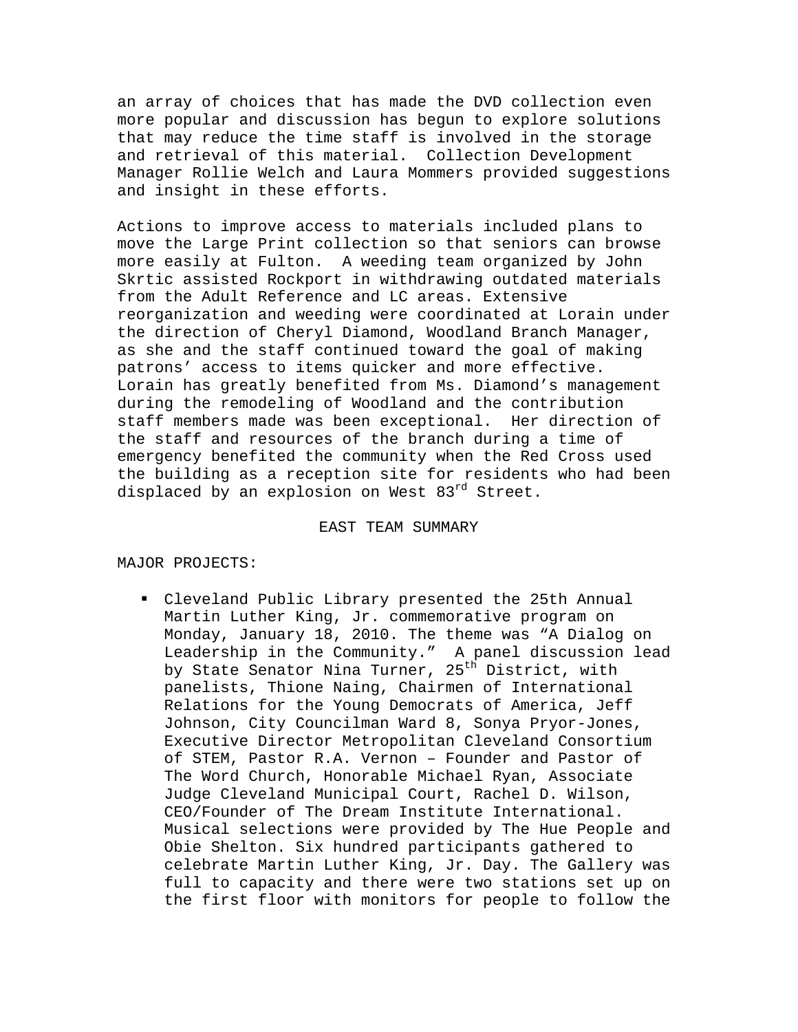an array of choices that has made the DVD collection even more popular and discussion has begun to explore solutions that may reduce the time staff is involved in the storage and retrieval of this material. Collection Development Manager Rollie Welch and Laura Mommers provided suggestions and insight in these efforts.

Actions to improve access to materials included plans to move the Large Print collection so that seniors can browse more easily at Fulton. A weeding team organized by John Skrtic assisted Rockport in withdrawing outdated materials from the Adult Reference and LC areas. Extensive reorganization and weeding were coordinated at Lorain under the direction of Cheryl Diamond, Woodland Branch Manager, as she and the staff continued toward the goal of making patrons' access to items quicker and more effective. Lorain has greatly benefited from Ms. Diamond's management during the remodeling of Woodland and the contribution staff members made was been exceptional. Her direction of the staff and resources of the branch during a time of emergency benefited the community when the Red Cross used the building as a reception site for residents who had been displaced by an explosion on West 83rd Street.

## EAST TEAM SUMMARY

MAJOR PROJECTS:

- Cleveland Public Library presented the 25th Annual Martin Luther King, Jr. commemorative program on Monday, January 18, 2010. The theme was "A Dialog on Leadership in the Community." A panel discussion lead by State Senator Nina Turner, 25th District, with panelists, Thione Naing, Chairmen of International Relations for the Young Democrats of America, Jeff Johnson, City Councilman Ward 8, Sonya Pryor-Jones, Executive Director Metropolitan Cleveland Consortium of STEM, Pastor R.A. Vernon – Founder and Pastor of The Word Church, Honorable Michael Ryan, Associate Judge Cleveland Municipal Court, Rachel D. Wilson, CEO/Founder of The Dream Institute International. Musical selections were provided by The Hue People and Obie Shelton. Six hundred participants gathered to celebrate Martin Luther King, Jr. Day. The Gallery was full to capacity and there were two stations set up on the first floor with monitors for people to follow the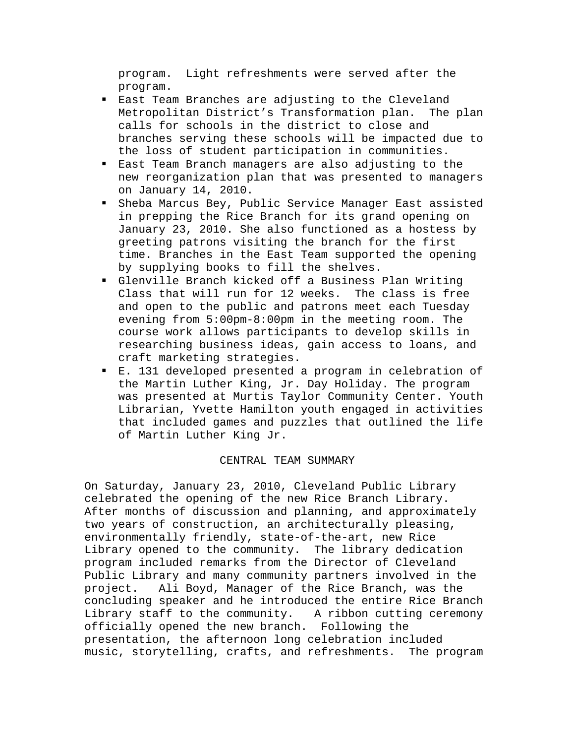program. Light refreshments were served after the program.

- East Team Branches are adjusting to the Cleveland Metropolitan District's Transformation plan. The plan calls for schools in the district to close and branches serving these schools will be impacted due to the loss of student participation in communities.
- East Team Branch managers are also adjusting to the new reorganization plan that was presented to managers on January 14, 2010.
- Sheba Marcus Bey, Public Service Manager East assisted in prepping the Rice Branch for its grand opening on January 23, 2010. She also functioned as a hostess by greeting patrons visiting the branch for the first time. Branches in the East Team supported the opening by supplying books to fill the shelves.
- Glenville Branch kicked off a Business Plan Writing Class that will run for 12 weeks. The class is free and open to the public and patrons meet each Tuesday evening from 5:00pm-8:00pm in the meeting room. The course work allows participants to develop skills in researching business ideas, gain access to loans, and craft marketing strategies.
- E. 131 developed presented a program in celebration of the Martin Luther King, Jr. Day Holiday. The program was presented at Murtis Taylor Community Center. Youth Librarian, Yvette Hamilton youth engaged in activities that included games and puzzles that outlined the life of Martin Luther King Jr.

## CENTRAL TEAM SUMMARY

On Saturday, January 23, 2010, Cleveland Public Library celebrated the opening of the new Rice Branch Library. After months of discussion and planning, and approximately two years of construction, an architecturally pleasing, environmentally friendly, state-of-the-art, new Rice Library opened to the community. The library dedication program included remarks from the Director of Cleveland Public Library and many community partners involved in the project. Ali Boyd, Manager of the Rice Branch, was the concluding speaker and he introduced the entire Rice Branch Library staff to the community. A ribbon cutting ceremony officially opened the new branch. Following the presentation, the afternoon long celebration included music, storytelling, crafts, and refreshments. The program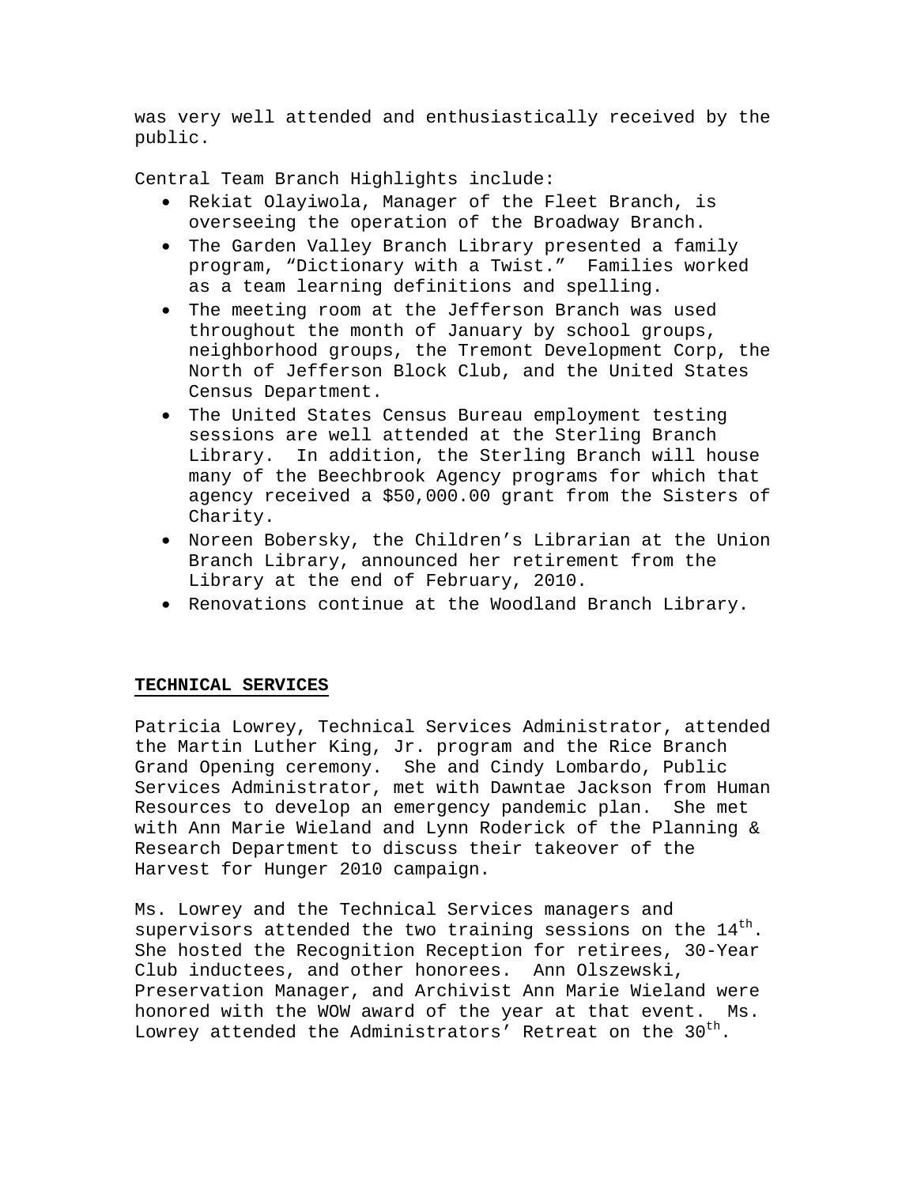was very well attended and enthusiastically received by the public.

Central Team Branch Highlights include:

- Rekiat Olayiwola, Manager of the Fleet Branch, is overseeing the operation of the Broadway Branch.
- The Garden Valley Branch Library presented a family program, "Dictionary with a Twist." Families worked as a team learning definitions and spelling.
- The meeting room at the Jefferson Branch was used throughout the month of January by school groups, neighborhood groups, the Tremont Development Corp, the North of Jefferson Block Club, and the United States Census Department.
- The United States Census Bureau employment testing sessions are well attended at the Sterling Branch Library. In addition, the Sterling Branch will house many of the Beechbrook Agency programs for which that agency received a $50,000.00 grant from the Sisters of Charity.
- Noreen Bobersky, the Children's Librarian at the Union Branch Library, announced her retirement from the Library at the end of February, 2010.
- Renovations continue at the Woodland Branch Library.

## TECHNICAL SERVICES

Patricia Lowrey, Technical Services Administrator, attended the Martin Luther King, Jr. program and the Rice Branch Grand Opening ceremony. She and Cindy Lombardo, Public Services Administrator, met with Dawntae Jackson from Human Resources to develop an emergency pandemic plan. She met with Ann Marie Wieland and Lynn Roderick of the Planning & Research Department to discuss their takeover of the Harvest for Hunger 2010 campaign.

Ms. Lowrey and the Technical Services managers and supervisors attended the two training sessions on the 14th. She hosted the Recognition Reception for retirees, 30-Year Club inductees, and other honorees. Ann Olszewski, Preservation Manager, and Archivist Ann Marie Wieland were honored with the WOW award of the year at that event. Ms. Lowrey attended the Administrators' Retreat on the 30th.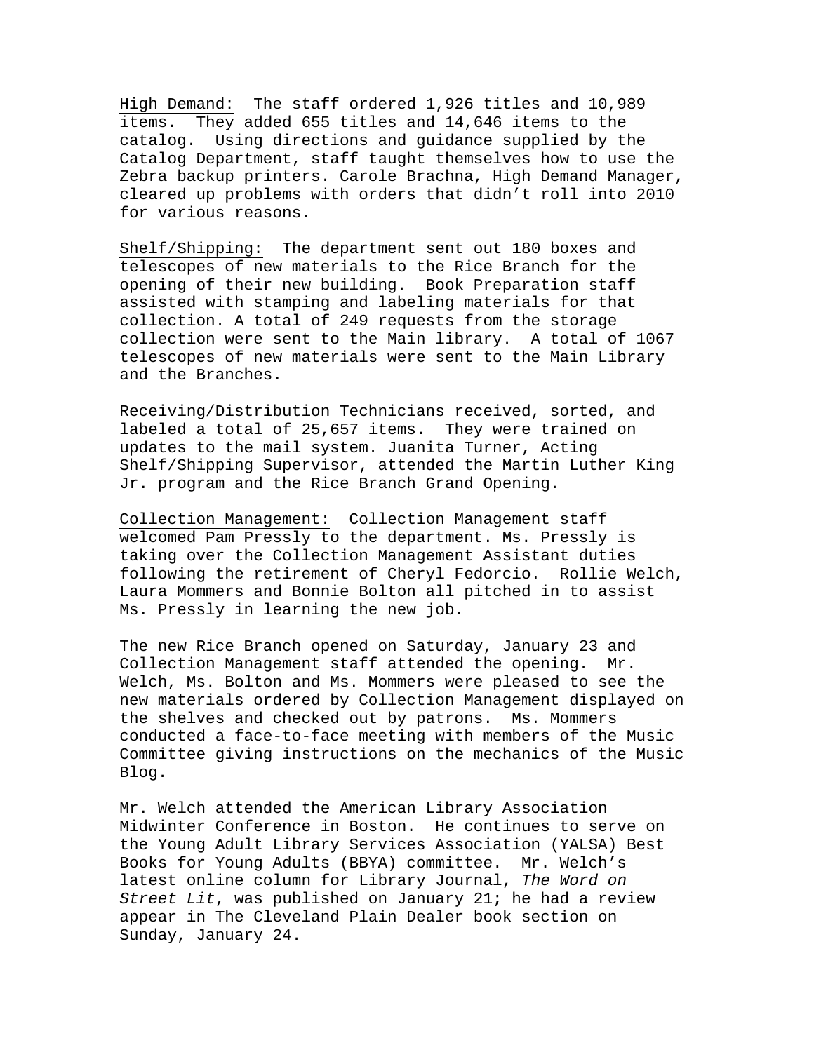High Demand: The staff ordered 1,926 titles and 10,989 items. They added 655 titles and 14,646 items to the catalog. Using directions and guidance supplied by the Catalog Department, staff taught themselves how to use the Zebra backup printers. Carole Brachna, High Demand Manager, cleared up problems with orders that didn't roll into 2010 for various reasons.

Shelf/Shipping: The department sent out 180 boxes and telescopes of new materials to the Rice Branch for the opening of their new building. Book Preparation staff assisted with stamping and labeling materials for that collection. A total of 249 requests from the storage collection were sent to the Main library. A total of 1067 telescopes of new materials were sent to the Main Library and the Branches.

Receiving/Distribution Technicians received, sorted, and labeled a total of 25,657 items. They were trained on updates to the mail system. Juanita Turner, Acting Shelf/Shipping Supervisor, attended the Martin Luther King Jr. program and the Rice Branch Grand Opening.

Collection Management: Collection Management staff welcomed Pam Pressly to the department. Ms. Pressly is taking over the Collection Management Assistant duties following the retirement of Cheryl Fedorcio. Rollie Welch, Laura Mommers and Bonnie Bolton all pitched in to assist Ms. Pressly in learning the new job.

The new Rice Branch opened on Saturday, January 23 and Collection Management staff attended the opening. Mr. Welch, Ms. Bolton and Ms. Mommers were pleased to see the new materials ordered by Collection Management displayed on the shelves and checked out by patrons. Ms. Mommers conducted a face-to-face meeting with members of the Music Committee giving instructions on the mechanics of the Music Blog.

Mr. Welch attended the American Library Association Midwinter Conference in Boston. He continues to serve on the Young Adult Library Services Association (YALSA) Best Books for Young Adults (BBYA) committee. Mr. Welch's latest online column for Library Journal, *The Word on Street Lit*, was published on January 21; he had a review appear in The Cleveland Plain Dealer book section on Sunday, January 24.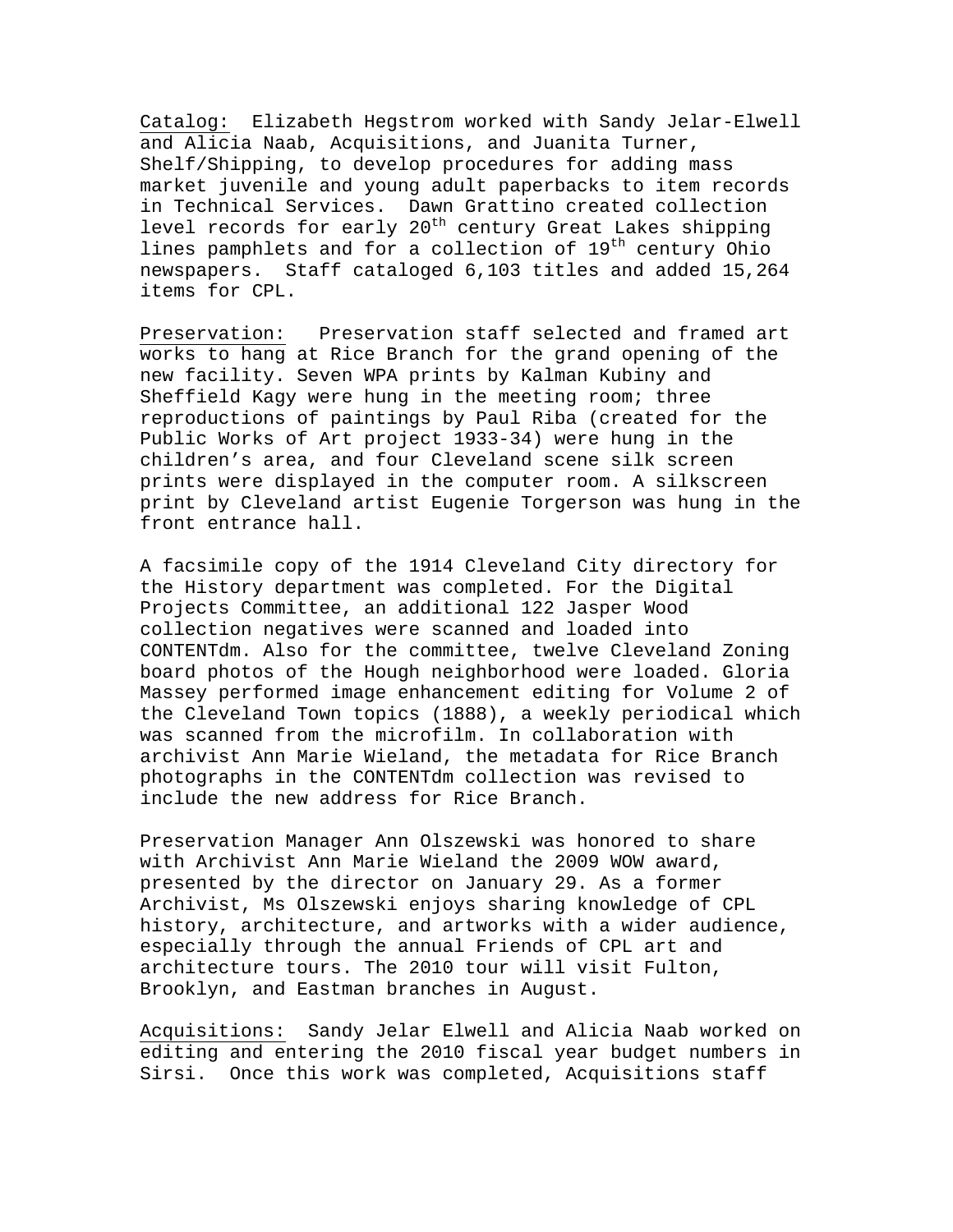Catalog: Elizabeth Hegstrom worked with Sandy Jelar-Elwell and Alicia Naab, Acquisitions, and Juanita Turner, Shelf/Shipping, to develop procedures for adding mass market juvenile and young adult paperbacks to item records in Technical Services. Dawn Grattino created collection level records for early 20th century Great Lakes shipping lines pamphlets and for a collection of 19th century Ohio newspapers. Staff cataloged 6,103 titles and added 15,264 items for CPL.

Preservation: Preservation staff selected and framed art works to hang at Rice Branch for the grand opening of the new facility. Seven WPA prints by Kalman Kubiny and Sheffield Kagy were hung in the meeting room; three reproductions of paintings by Paul Riba (created for the Public Works of Art project 1933-34) were hung in the children's area, and four Cleveland scene silk screen prints were displayed in the computer room. A silkscreen print by Cleveland artist Eugenie Torgerson was hung in the front entrance hall.

A facsimile copy of the 1914 Cleveland City directory for the History department was completed. For the Digital Projects Committee, an additional 122 Jasper Wood collection negatives were scanned and loaded into CONTENTdm. Also for the committee, twelve Cleveland Zoning board photos of the Hough neighborhood were loaded. Gloria Massey performed image enhancement editing for Volume 2 of the Cleveland Town topics (1888), a weekly periodical which was scanned from the microfilm. In collaboration with archivist Ann Marie Wieland, the metadata for Rice Branch photographs in the CONTENTdm collection was revised to include the new address for Rice Branch.

Preservation Manager Ann Olszewski was honored to share with Archivist Ann Marie Wieland the 2009 WOW award, presented by the director on January 29. As a former Archivist, Ms Olszewski enjoys sharing knowledge of CPL history, architecture, and artworks with a wider audience, especially through the annual Friends of CPL art and architecture tours. The 2010 tour will visit Fulton, Brooklyn, and Eastman branches in August.

Acquisitions: Sandy Jelar Elwell and Alicia Naab worked on editing and entering the 2010 fiscal year budget numbers in Sirsi. Once this work was completed, Acquisitions staff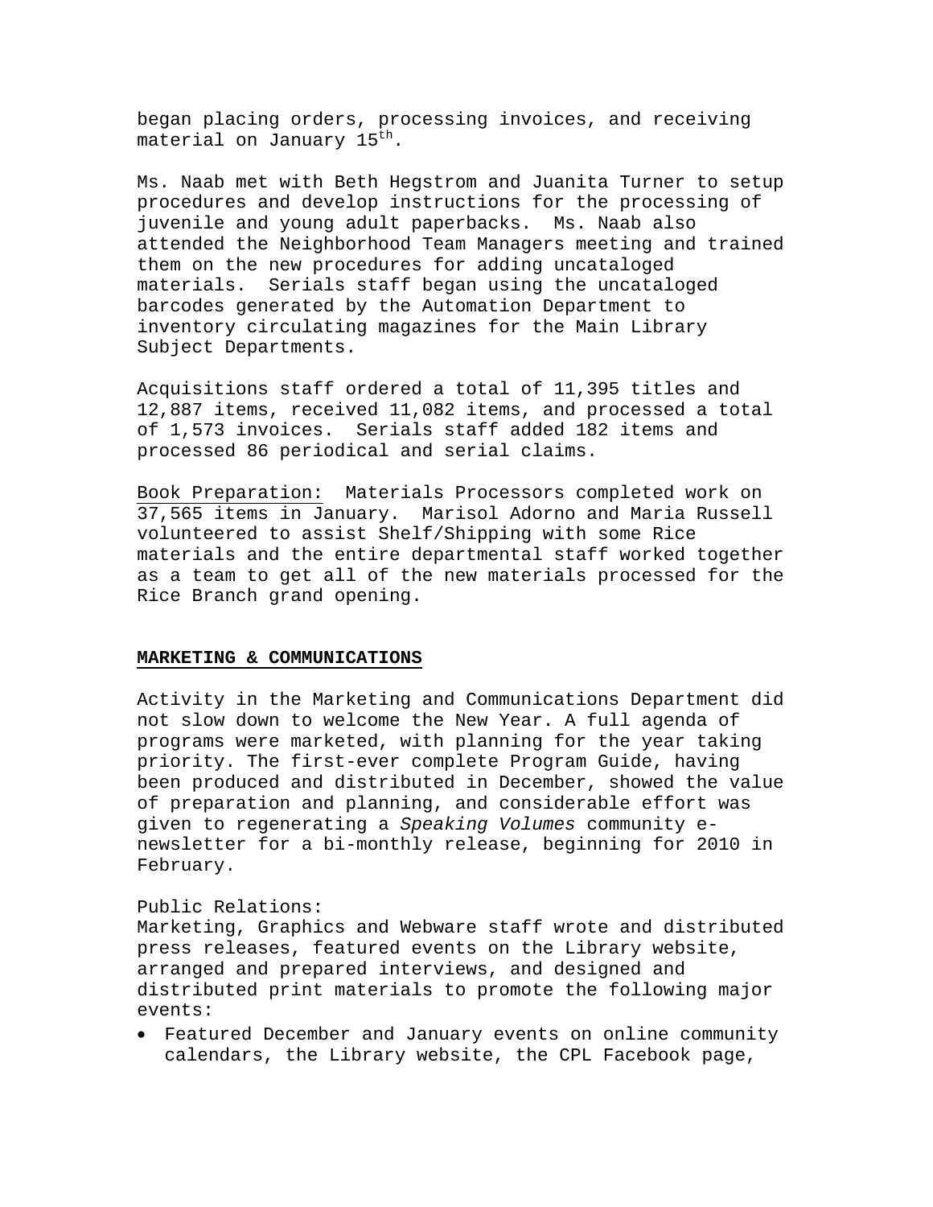began placing orders, processing invoices, and receiving material on January 15th.

Ms. Naab met with Beth Hegstrom and Juanita Turner to setup procedures and develop instructions for the processing of juvenile and young adult paperbacks. Ms. Naab also attended the Neighborhood Team Managers meeting and trained them on the new procedures for adding uncataloged materials. Serials staff began using the uncataloged barcodes generated by the Automation Department to inventory circulating magazines for the Main Library Subject Departments.

Acquisitions staff ordered a total of 11,395 titles and 12,887 items, received 11,082 items, and processed a total of 1,573 invoices. Serials staff added 182 items and processed 86 periodical and serial claims.

<u>Book Preparation:</u> Materials Processors completed work on 37,565 items in January. Marisol Adorno and Maria Russell volunteered to assist Shelf/Shipping with some Rice materials and the entire departmental staff worked together as a team to get all of the new materials processed for the Rice Branch grand opening.

## MARKETING & COMMUNICATIONS

Activity in the Marketing and Communications Department did not slow down to welcome the New Year. A full agenda of programs were marketed, with planning for the year taking priority. The first-ever complete Program Guide, having been produced and distributed in December, showed the value of preparation and planning, and considerable effort was given to regenerating a *Speaking Volumes* community e-newsletter for a bi-monthly release, beginning for 2010 in February.

Public Relations:
Marketing, Graphics and Webware staff wrote and distributed press releases, featured events on the Library website, arranged and prepared interviews, and designed and distributed print materials to promote the following major events:

- Featured December and January events on online community calendars, the Library website, the CPL Facebook page,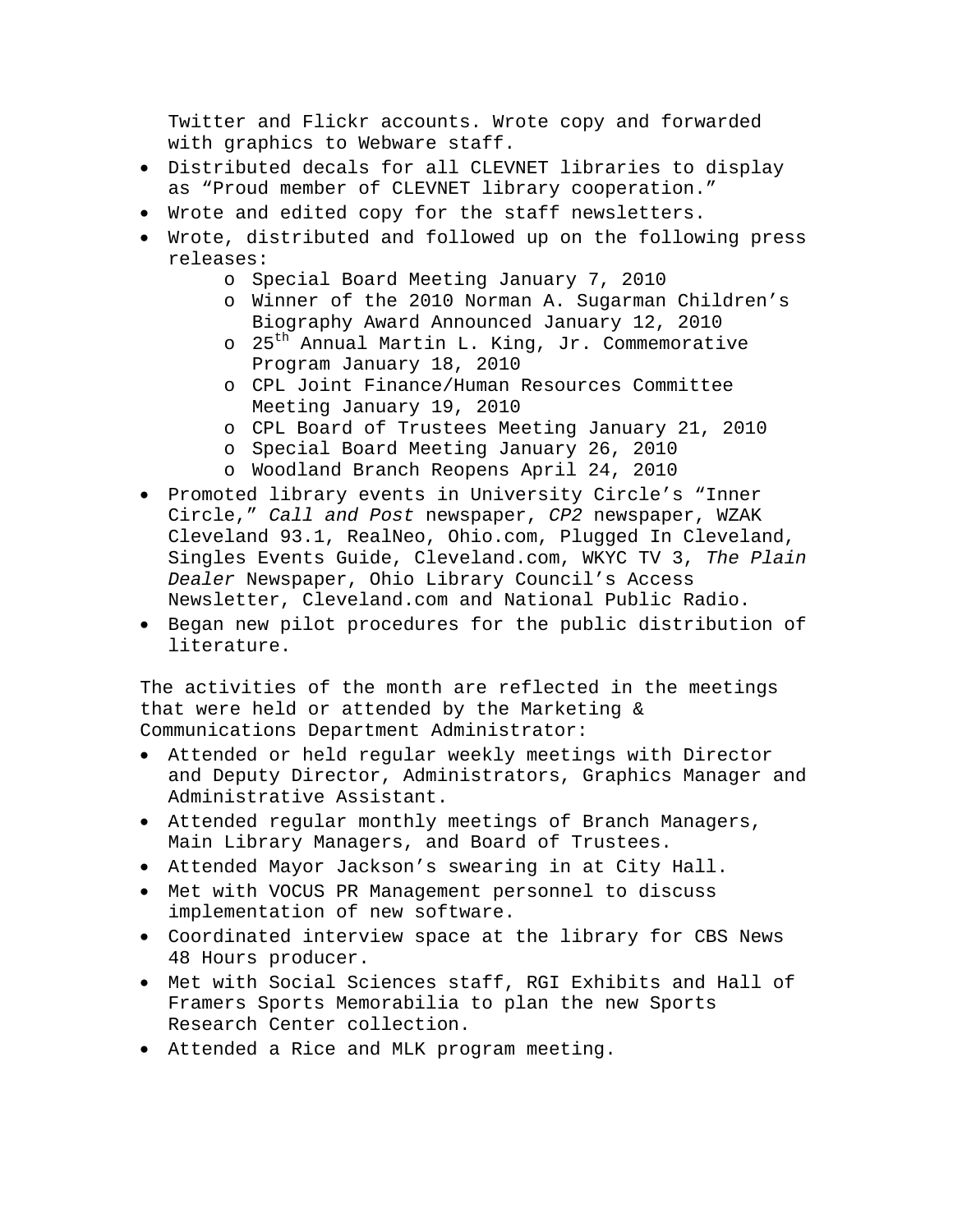Twitter and Flickr accounts. Wrote copy and forwarded with graphics to Webware staff.

- Distributed decals for all CLEVNET libraries to display as “Proud member of CLEVNET library cooperation.”
- Wrote and edited copy for the staff newsletters.
- Wrote, distributed and followed up on the following press releases:
    - Special Board Meeting January 7, 2010
    - Winner of the 2010 Norman A. Sugarman Children’s Biography Award Announced January 12, 2010
    - 25th Annual Martin L. King, Jr. Commemorative Program January 18, 2010
    - CPL Joint Finance/Human Resources Committee Meeting January 19, 2010
    - CPL Board of Trustees Meeting January 21, 2010
    - Special Board Meeting January 26, 2010
    - Woodland Branch Reopens April 24, 2010
- Promoted library events in University Circle’s “Inner Circle,” *Call and Post* newspaper, *CP2* newspaper, WZAK Cleveland 93.1, RealNeo, Ohio.com, Plugged In Cleveland, Singles Events Guide, Cleveland.com, WKYC TV 3, *The Plain Dealer* Newspaper, Ohio Library Council’s Access Newsletter, Cleveland.com and National Public Radio.
- Began new pilot procedures for the public distribution of literature.

The activities of the month are reflected in the meetings that were held or attended by the Marketing & Communications Department Administrator:

- Attended or held regular weekly meetings with Director and Deputy Director, Administrators, Graphics Manager and Administrative Assistant.
- Attended regular monthly meetings of Branch Managers, Main Library Managers, and Board of Trustees.
- Attended Mayor Jackson’s swearing in at City Hall.
- Met with VOCUS PR Management personnel to discuss implementation of new software.
- Coordinated interview space at the library for CBS News 48 Hours producer.
- Met with Social Sciences staff, RGI Exhibits and Hall of Framers Sports Memorabilia to plan the new Sports Research Center collection.
- Attended a Rice and MLK program meeting.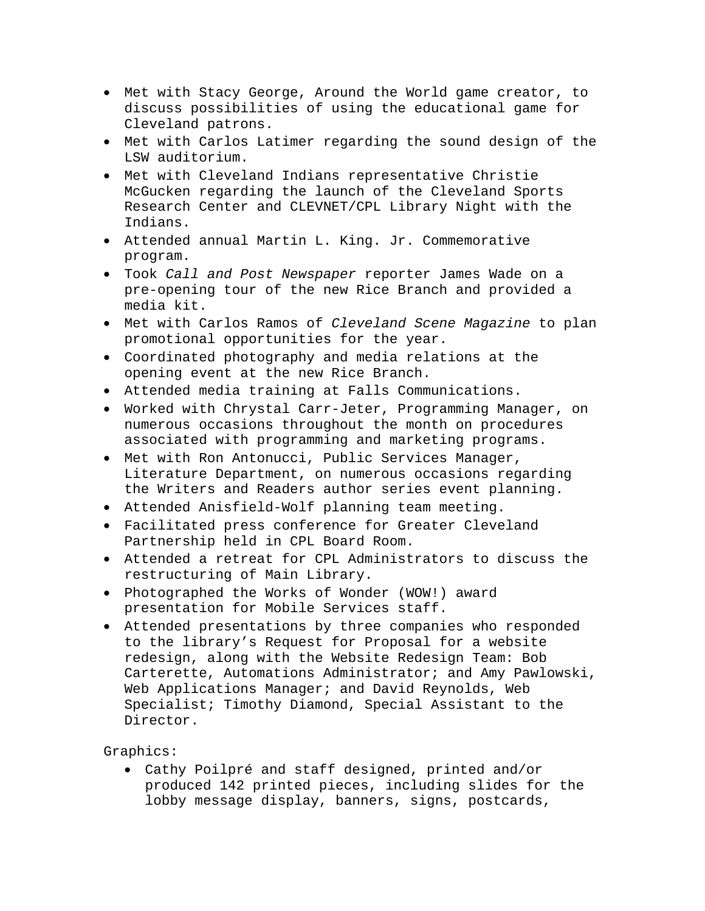- Met with Stacy George, Around the World game creator, to discuss possibilities of using the educational game for Cleveland patrons.
- Met with Carlos Latimer regarding the sound design of the LSW auditorium.
- Met with Cleveland Indians representative Christie McGucken regarding the launch of the Cleveland Sports Research Center and CLEVNET/CPL Library Night with the Indians.
- Attended annual Martin L. King. Jr. Commemorative program.
- Took *Call and Post Newspaper* reporter James Wade on a pre-opening tour of the new Rice Branch and provided a media kit.
- Met with Carlos Ramos of *Cleveland Scene Magazine* to plan promotional opportunities for the year.
- Coordinated photography and media relations at the opening event at the new Rice Branch.
- Attended media training at Falls Communications.
- Worked with Chrystal Carr-Jeter, Programming Manager, on numerous occasions throughout the month on procedures associated with programming and marketing programs.
- Met with Ron Antonucci, Public Services Manager, Literature Department, on numerous occasions regarding the Writers and Readers author series event planning.
- Attended Anisfield-Wolf planning team meeting.
- Facilitated press conference for Greater Cleveland Partnership held in CPL Board Room.
- Attended a retreat for CPL Administrators to discuss the restructuring of Main Library.
- Photographed the Works of Wonder (WOW!) award presentation for Mobile Services staff.
- Attended presentations by three companies who responded to the library's Request for Proposal for a website redesign, along with the Website Redesign Team: Bob Carterette, Automations Administrator; and Amy Pawlowski, Web Applications Manager; and David Reynolds, Web Specialist; Timothy Diamond, Special Assistant to the Director.

Graphics:

- Cathy Poilpré and staff designed, printed and/or produced 142 printed pieces, including slides for the lobby message display, banners, signs, postcards,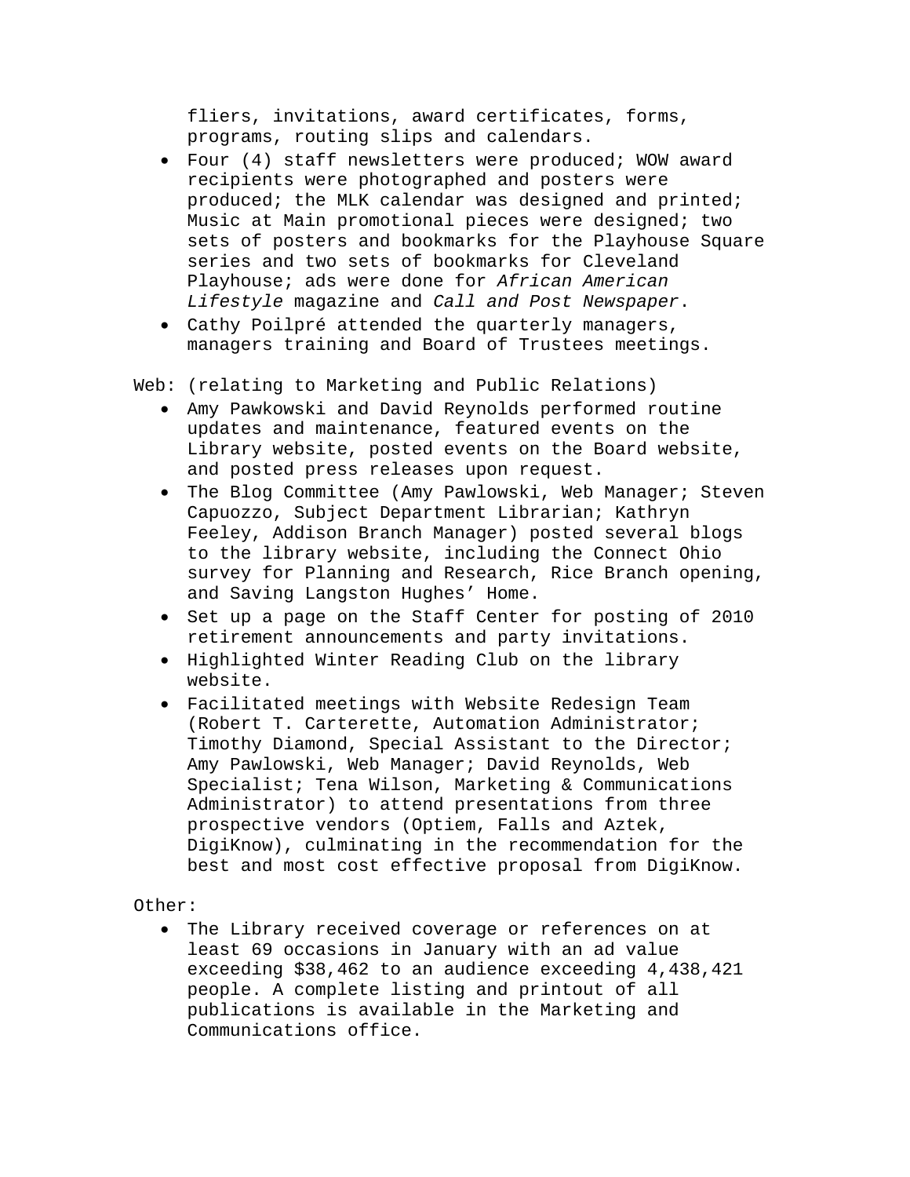fliers, invitations, award certificates, forms, programs, routing slips and calendars.

- Four (4) staff newsletters were produced; WOW award recipients were photographed and posters were produced; the MLK calendar was designed and printed; Music at Main promotional pieces were designed; two sets of posters and bookmarks for the Playhouse Square series and two sets of bookmarks for Cleveland Playhouse; ads were done for *African American Lifestyle* magazine and *Call and Post Newspaper*.
- Cathy Poilpré attended the quarterly managers, managers training and Board of Trustees meetings.

Web: (relating to Marketing and Public Relations)

- Amy Pawkowski and David Reynolds performed routine updates and maintenance, featured events on the Library website, posted events on the Board website, and posted press releases upon request.
- The Blog Committee (Amy Pawlowski, Web Manager; Steven Capuozzo, Subject Department Librarian; Kathryn Feeley, Addison Branch Manager) posted several blogs to the library website, including the Connect Ohio survey for Planning and Research, Rice Branch opening, and Saving Langston Hughes' Home.
- Set up a page on the Staff Center for posting of 2010 retirement announcements and party invitations.
- Highlighted Winter Reading Club on the library website.
- Facilitated meetings with Website Redesign Team (Robert T. Carterette, Automation Administrator; Timothy Diamond, Special Assistant to the Director; Amy Pawlowski, Web Manager; David Reynolds, Web Specialist; Tena Wilson, Marketing & Communications Administrator) to attend presentations from three prospective vendors (Optiem, Falls and Aztek, DigiKnow), culminating in the recommendation for the best and most cost effective proposal from DigiKnow.

Other:

- The Library received coverage or references on at least 69 occasions in January with an ad value exceeding $38,462 to an audience exceeding 4,438,421 people. A complete listing and printout of all publications is available in the Marketing and Communications office.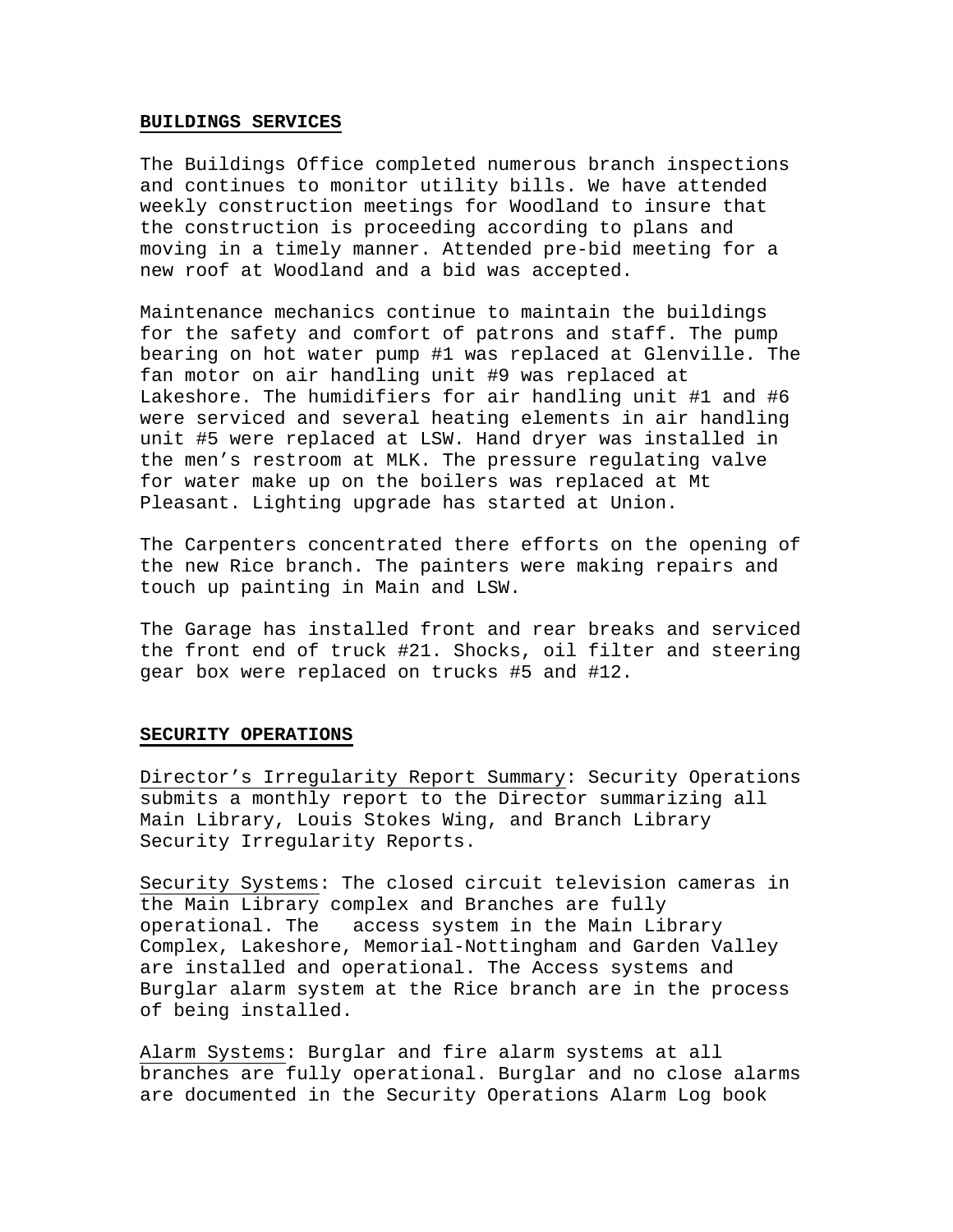## BUILDINGS SERVICES

The Buildings Office completed numerous branch inspections and continues to monitor utility bills. We have attended weekly construction meetings for Woodland to insure that the construction is proceeding according to plans and moving in a timely manner. Attended pre-bid meeting for a new roof at Woodland and a bid was accepted.

Maintenance mechanics continue to maintain the buildings for the safety and comfort of patrons and staff. The pump bearing on hot water pump #1 was replaced at Glenville. The fan motor on air handling unit #9 was replaced at Lakeshore. The humidifiers for air handling unit #1 and #6 were serviced and several heating elements in air handling unit #5 were replaced at LSW. Hand dryer was installed in the men's restroom at MLK. The pressure regulating valve for water make up on the boilers was replaced at Mt Pleasant. Lighting upgrade has started at Union.

The Carpenters concentrated there efforts on the opening of the new Rice branch. The painters were making repairs and touch up painting in Main and LSW.

The Garage has installed front and rear breaks and serviced the front end of truck #21. Shocks, oil filter and steering gear box were replaced on trucks #5 and #12.

## SECURITY OPERATIONS

Director's Irregularity Report Summary: Security Operations submits a monthly report to the Director summarizing all Main Library, Louis Stokes Wing, and Branch Library Security Irregularity Reports.

Security Systems: The closed circuit television cameras in the Main Library complex and Branches are fully operational. The access system in the Main Library Complex, Lakeshore, Memorial-Nottingham and Garden Valley are installed and operational. The Access systems and Burglar alarm system at the Rice branch are in the process of being installed.

Alarm Systems: Burglar and fire alarm systems at all branches are fully operational. Burglar and no close alarms are documented in the Security Operations Alarm Log book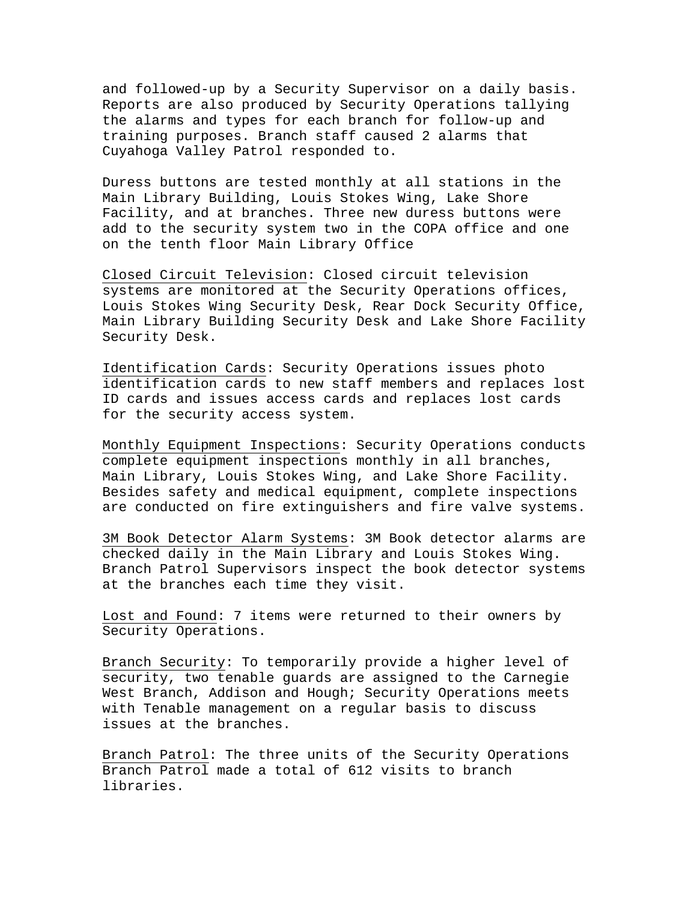and followed-up by a Security Supervisor on a daily basis. Reports are also produced by Security Operations tallying the alarms and types for each branch for follow-up and training purposes. Branch staff caused 2 alarms that Cuyahoga Valley Patrol responded to.

Duress buttons are tested monthly at all stations in the Main Library Building, Louis Stokes Wing, Lake Shore Facility, and at branches. Three new duress buttons were add to the security system two in the COPA office and one on the tenth floor Main Library Office

Closed Circuit Television: Closed circuit television systems are monitored at the Security Operations offices, Louis Stokes Wing Security Desk, Rear Dock Security Office, Main Library Building Security Desk and Lake Shore Facility Security Desk.

Identification Cards: Security Operations issues photo identification cards to new staff members and replaces lost ID cards and issues access cards and replaces lost cards for the security access system.

Monthly Equipment Inspections: Security Operations conducts complete equipment inspections monthly in all branches, Main Library, Louis Stokes Wing, and Lake Shore Facility. Besides safety and medical equipment, complete inspections are conducted on fire extinguishers and fire valve systems.

3M Book Detector Alarm Systems: 3M Book detector alarms are checked daily in the Main Library and Louis Stokes Wing. Branch Patrol Supervisors inspect the book detector systems at the branches each time they visit.

Lost and Found: 7 items were returned to their owners by Security Operations.

Branch Security: To temporarily provide a higher level of security, two tenable guards are assigned to the Carnegie West Branch, Addison and Hough; Security Operations meets with Tenable management on a regular basis to discuss issues at the branches.

Branch Patrol: The three units of the Security Operations Branch Patrol made a total of 612 visits to branch libraries.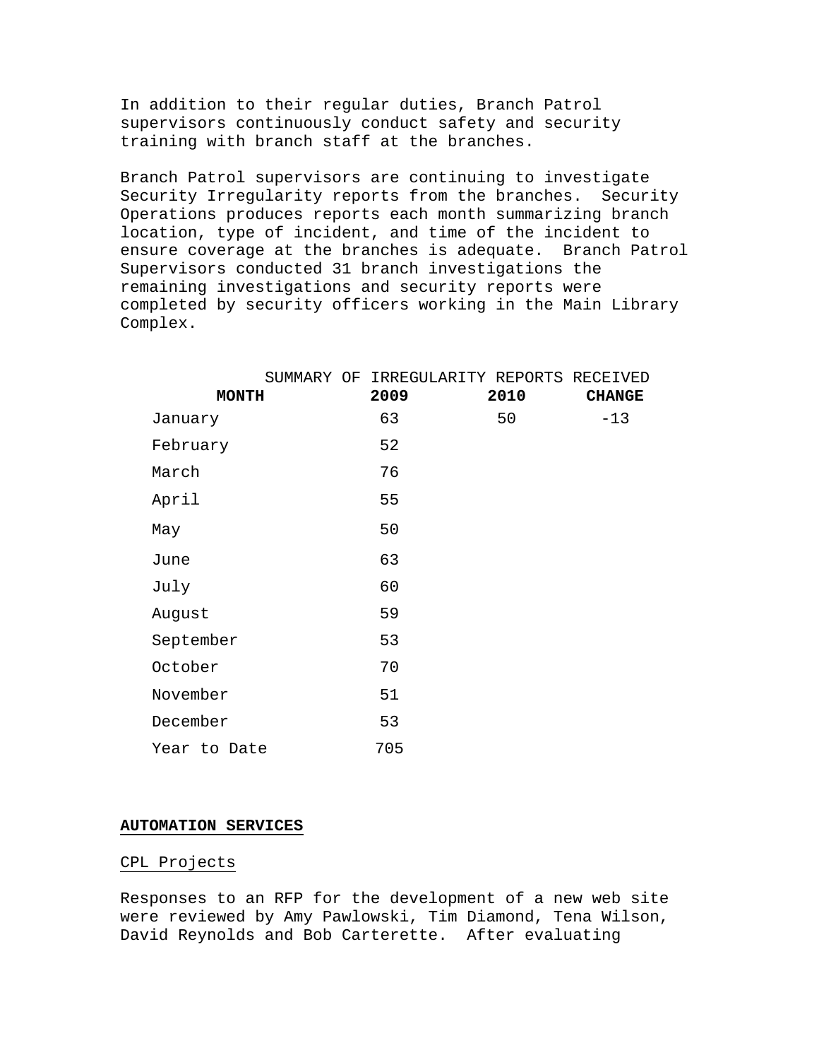In addition to their regular duties, Branch Patrol supervisors continuously conduct safety and security training with branch staff at the branches.

Branch Patrol supervisors are continuing to investigate Security Irregularity reports from the branches. Security Operations produces reports each month summarizing branch location, type of incident, and time of the incident to ensure coverage at the branches is adequate. Branch Patrol Supervisors conducted 31 branch investigations the remaining investigations and security reports were completed by security officers working in the Main Library Complex.

SUMMARY OF IRREGULARITY REPORTS RECEIVED

| MONTH | 2009 | 2010 | CHANGE |
|---|---|---|---|
| January | 63 | 50 | -13 |
| February | 52 | | |
| March | 76 | | |
| April | 55 | | |
| May | 50 | | |
| June | 63 | | |
| July | 60 | | |
| August | 59 | | |
| September | 53 | | |
| October | 70 | | |
| November | 51 | | |
| December | 53 | | |
| Year to Date | 705 | | |

## AUTOMATION SERVICES

### CPL Projects

Responses to an RFP for the development of a new web site were reviewed by Amy Pawlowski, Tim Diamond, Tena Wilson, David Reynolds and Bob Carterette. After evaluating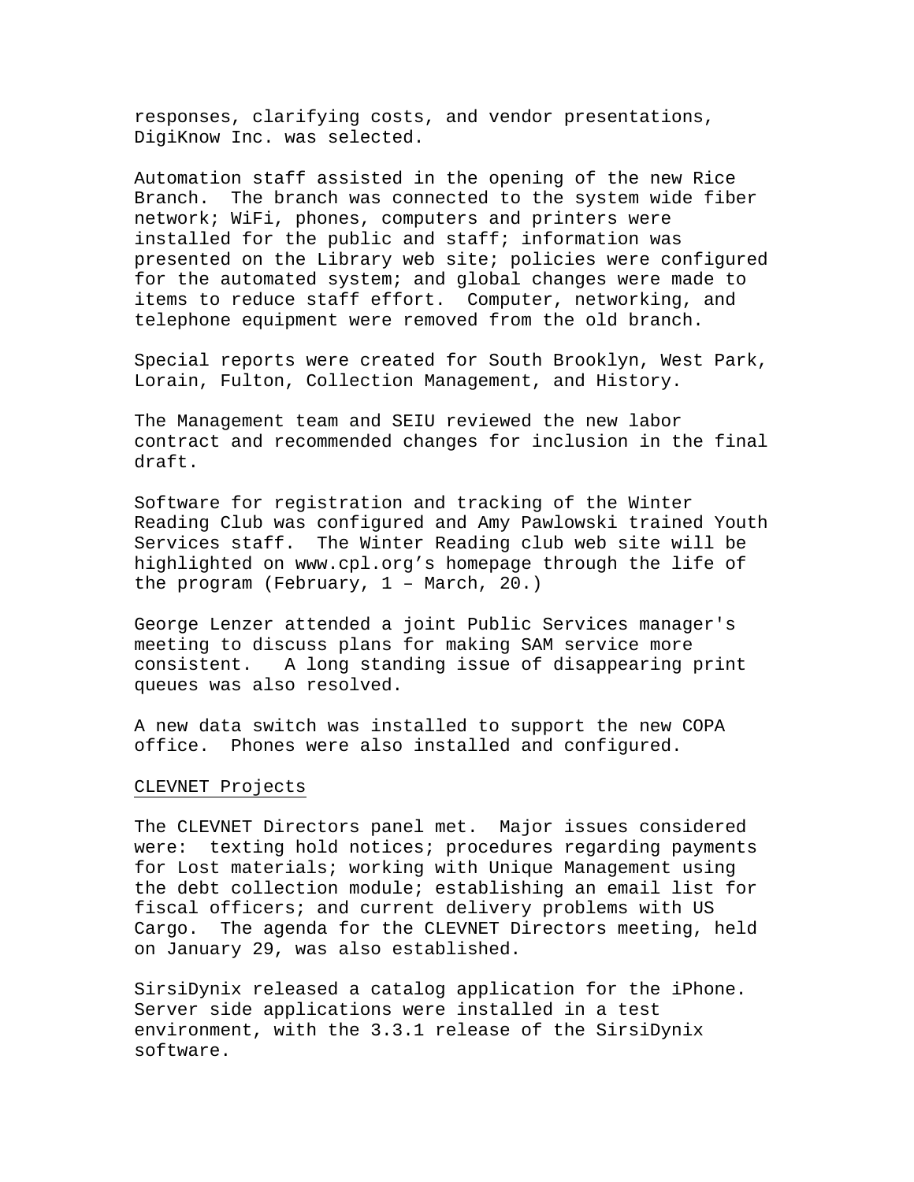responses, clarifying costs, and vendor presentations, DigiKnow Inc. was selected.

Automation staff assisted in the opening of the new Rice Branch. The branch was connected to the system wide fiber network; WiFi, phones, computers and printers were installed for the public and staff; information was presented on the Library web site; policies were configured for the automated system; and global changes were made to items to reduce staff effort. Computer, networking, and telephone equipment were removed from the old branch.

Special reports were created for South Brooklyn, West Park, Lorain, Fulton, Collection Management, and History.

The Management team and SEIU reviewed the new labor contract and recommended changes for inclusion in the final draft.

Software for registration and tracking of the Winter Reading Club was configured and Amy Pawlowski trained Youth Services staff. The Winter Reading club web site will be highlighted on www.cpl.org’s homepage through the life of the program (February, 1 – March, 20.)

George Lenzer attended a joint Public Services manager's meeting to discuss plans for making SAM service more consistent. A long standing issue of disappearing print queues was also resolved.

A new data switch was installed to support the new COPA office. Phones were also installed and configured.

<u>CLEVNET Projects</u>

The CLEVNET Directors panel met. Major issues considered were: texting hold notices; procedures regarding payments for Lost materials; working with Unique Management using the debt collection module; establishing an email list for fiscal officers; and current delivery problems with US Cargo. The agenda for the CLEVNET Directors meeting, held on January 29, was also established.

SirsiDynix released a catalog application for the iPhone. Server side applications were installed in a test environment, with the 3.3.1 release of the SirsiDynix software.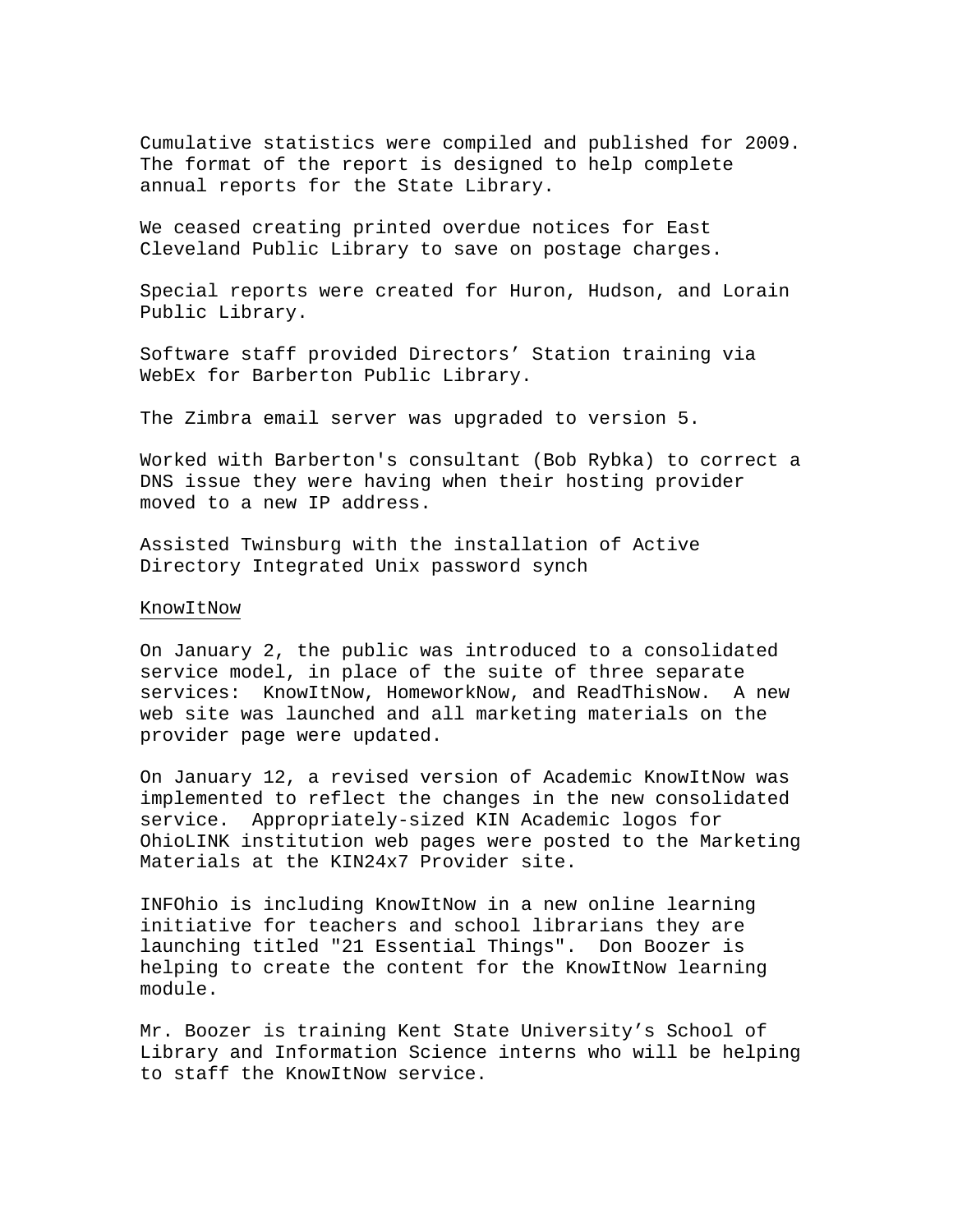Cumulative statistics were compiled and published for 2009. The format of the report is designed to help complete annual reports for the State Library.

We ceased creating printed overdue notices for East Cleveland Public Library to save on postage charges.

Special reports were created for Huron, Hudson, and Lorain Public Library.

Software staff provided Directors' Station training via WebEx for Barberton Public Library.

The Zimbra email server was upgraded to version 5.

Worked with Barberton's consultant (Bob Rybka) to correct a DNS issue they were having when their hosting provider moved to a new IP address.

Assisted Twinsburg with the installation of Active Directory Integrated Unix password synch

<u>KnowItNow</u>

On January 2, the public was introduced to a consolidated service model, in place of the suite of three separate services: KnowItNow, HomeworkNow, and ReadThisNow. A new web site was launched and all marketing materials on the provider page were updated.

On January 12, a revised version of Academic KnowItNow was implemented to reflect the changes in the new consolidated service. Appropriately-sized KIN Academic logos for OhioLINK institution web pages were posted to the Marketing Materials at the KIN24x7 Provider site.

INFOhio is including KnowItNow in a new online learning initiative for teachers and school librarians they are launching titled "21 Essential Things". Don Boozer is helping to create the content for the KnowItNow learning module.

Mr. Boozer is training Kent State University's School of Library and Information Science interns who will be helping to staff the KnowItNow service.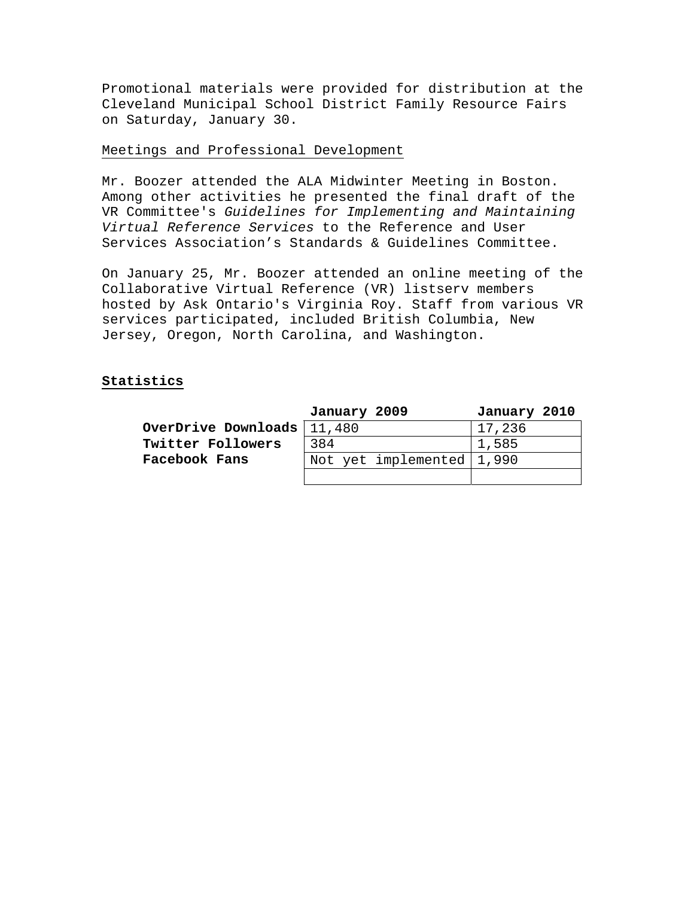Promotional materials were provided for distribution at the Cleveland Municipal School District Family Resource Fairs on Saturday, January 30.

Meetings and Professional Development

Mr. Boozer attended the ALA Midwinter Meeting in Boston. Among other activities he presented the final draft of the VR Committee's *Guidelines for Implementing and Maintaining Virtual Reference Services* to the Reference and User Services Association's Standards & Guidelines Committee.

On January 25, Mr. Boozer attended an online meeting of the Collaborative Virtual Reference (VR) listserv members hosted by Ask Ontario's Virginia Roy. Staff from various VR services participated, included British Columbia, New Jersey, Oregon, North Carolina, and Washington.

**Statistics**

| | **January 2009** | **January 2010** |
|---|---|---|
| **OverDrive Downloads** | 11,480 | 17,236 |
| **Twitter Followers** | 384 | 1,585 |
| **Facebook Fans** | Not yet implemented | 1,990 |
| | | |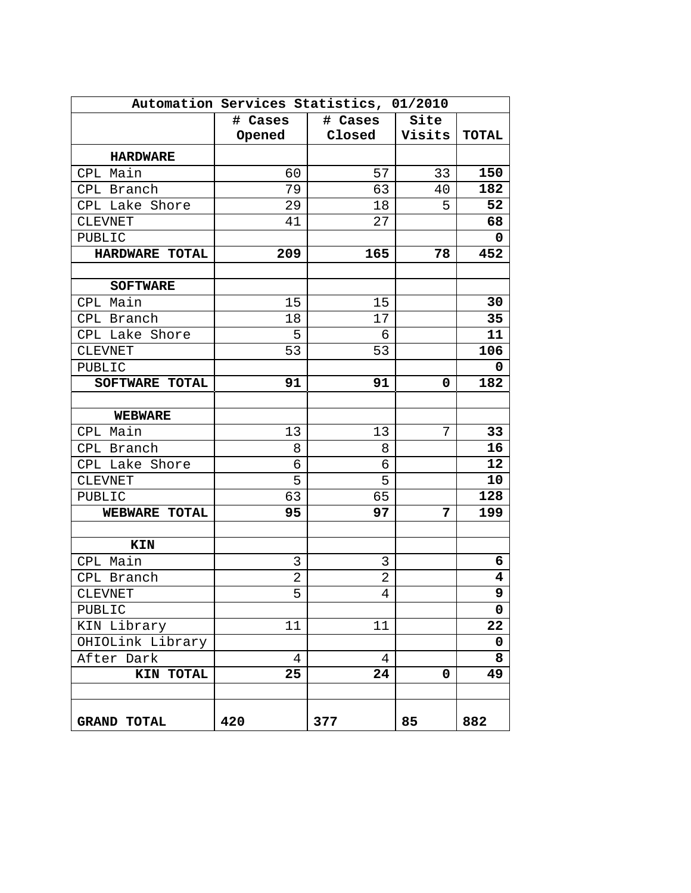| Automation Services Statistics, 01/2010 | | | | |
|---|---|---|---|---|
| | # Cases Opened | # Cases Closed | Site Visits | TOTAL |
| **HARDWARE** | | | | |
| CPL Main | 60 | 57 | 33 | **150** |
| CPL Branch | 79 | 63 | 40 | **182** |
| CPL Lake Shore | 29 | 18 | 5 | **52** |
| CLEVNET | 41 | 27 | | **68** |
| PUBLIC | | | | **0** |
| **HARDWARE TOTAL** | **209** | **165** | **78** | **452** |
| | | | | |
| **SOFTWARE** | | | | |
| CPL Main | 15 | 15 | | **30** |
| CPL Branch | 18 | 17 | | **35** |
| CPL Lake Shore | 5 | 6 | | **11** |
| CLEVNET | 53 | 53 | | **106** |
| PUBLIC | | | | **0** |
| **SOFTWARE TOTAL** | **91** | **91** | **0** | **182** |
| | | | | |
| **WEBWARE** | | | | |
| CPL Main | 13 | 13 | 7 | **33** |
| CPL Branch | 8 | 8 | | **16** |
| CPL Lake Shore | 6 | 6 | | **12** |
| CLEVNET | 5 | 5 | | **10** |
| PUBLIC | 63 | 65 | | **128** |
| **WEBWARE TOTAL** | **95** | **97** | **7** | **199** |
| | | | | |
| **KIN** | | | | |
| CPL Main | 3 | 3 | | **6** |
| CPL Branch | 2 | 2 | | **4** |
| CLEVNET | 5 | 4 | | **9** |
| PUBLIC | | | | **0** |
| KIN Library | 11 | 11 | | **22** |
| OHIOLink Library | | | | **0** |
| After Dark | 4 | 4 | | **8** |
| **KIN TOTAL** | **25** | **24** | **0** | **49** |
| | | | | |
| **GRAND TOTAL** | **420** | **377** | **85** | **882** |